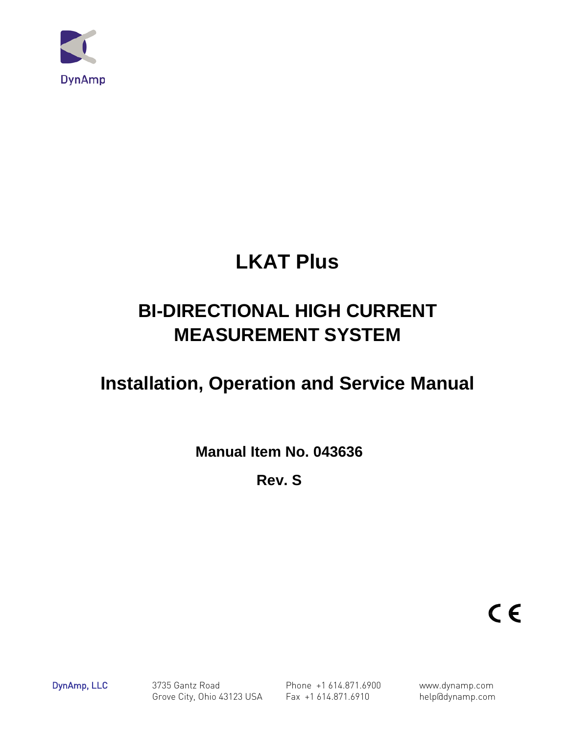DynAmp

# LKAT Plus

## BI-DIRECTIONAL HIGH CURRENT MEASUREMENT SYSTEM

## Installation, Operation and Service Manual

**Manual Item No. 043636**

**Rev. S**

CE

DynAmp, LLC
3735 Gantz Road
Grove City, Ohio 43123 USA
Phone +1 614.871.6900
Fax +1 614.871.6910
www.dynamp.com
help@dynamp.com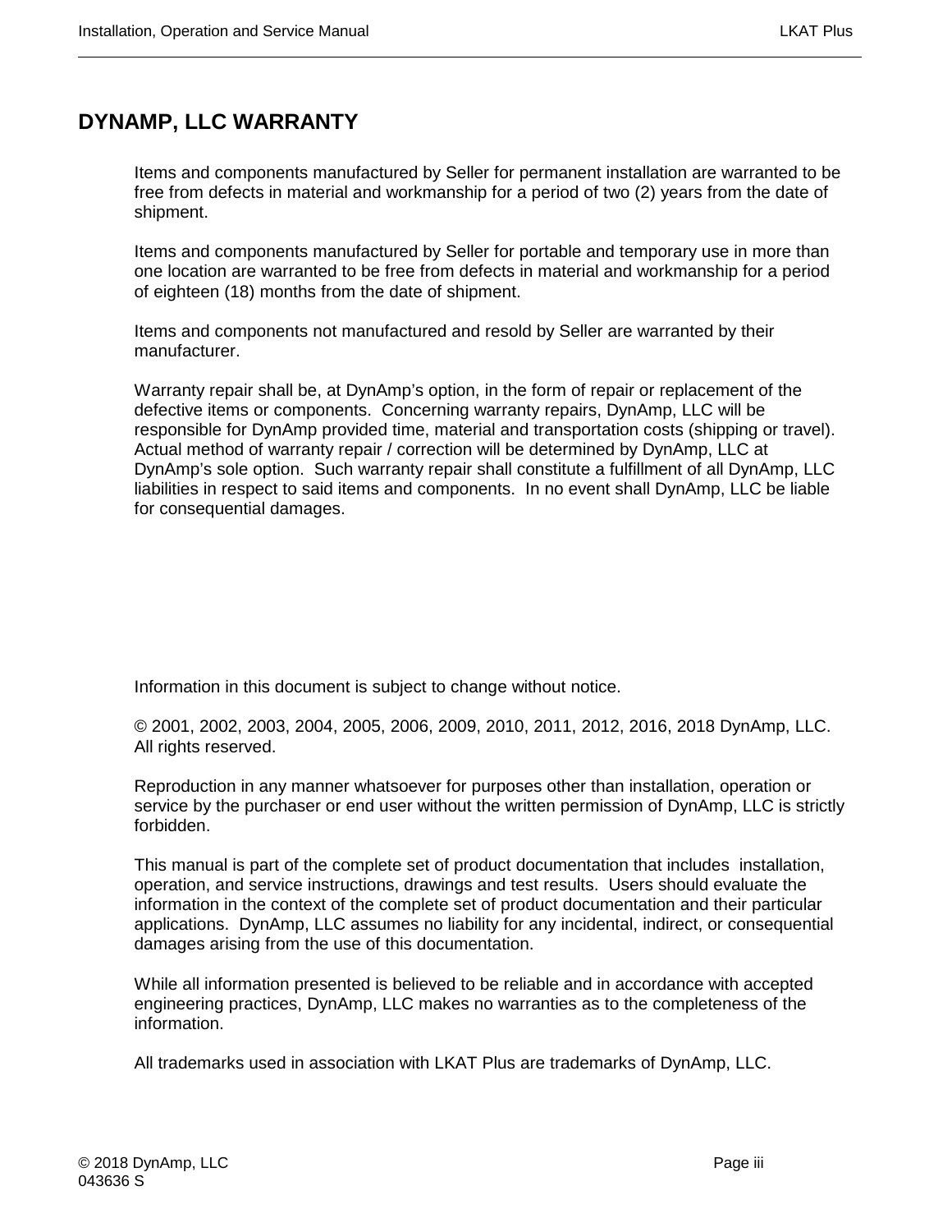# DYNAMP, LLC WARRANTY

Items and components manufactured by Seller for permanent installation are warranted to be free from defects in material and workmanship for a period of two (2) years from the date of shipment.

Items and components manufactured by Seller for portable and temporary use in more than one location are warranted to be free from defects in material and workmanship for a period of eighteen (18) months from the date of shipment.

Items and components not manufactured and resold by Seller are warranted by their manufacturer.

Warranty repair shall be, at DynAmp's option, in the form of repair or replacement of the defective items or components. Concerning warranty repairs, DynAmp, LLC will be responsible for DynAmp provided time, material and transportation costs (shipping or travel). Actual method of warranty repair / correction will be determined by DynAmp, LLC at DynAmp's sole option. Such warranty repair shall constitute a fulfillment of all DynAmp, LLC liabilities in respect to said items and components. In no event shall DynAmp, LLC be liable for consequential damages.

Information in this document is subject to change without notice.

© 2001, 2002, 2003, 2004, 2005, 2006, 2009, 2010, 2011, 2012, 2016, 2018 DynAmp, LLC. All rights reserved.

Reproduction in any manner whatsoever for purposes other than installation, operation or service by the purchaser or end user without the written permission of DynAmp, LLC is strictly forbidden.

This manual is part of the complete set of product documentation that includes installation, operation, and service instructions, drawings and test results. Users should evaluate the information in the context of the complete set of product documentation and their particular applications. DynAmp, LLC assumes no liability for any incidental, indirect, or consequential damages arising from the use of this documentation.

While all information presented is believed to be reliable and in accordance with accepted engineering practices, DynAmp, LLC makes no warranties as to the completeness of the information.

All trademarks used in association with LKAT Plus are trademarks of DynAmp, LLC.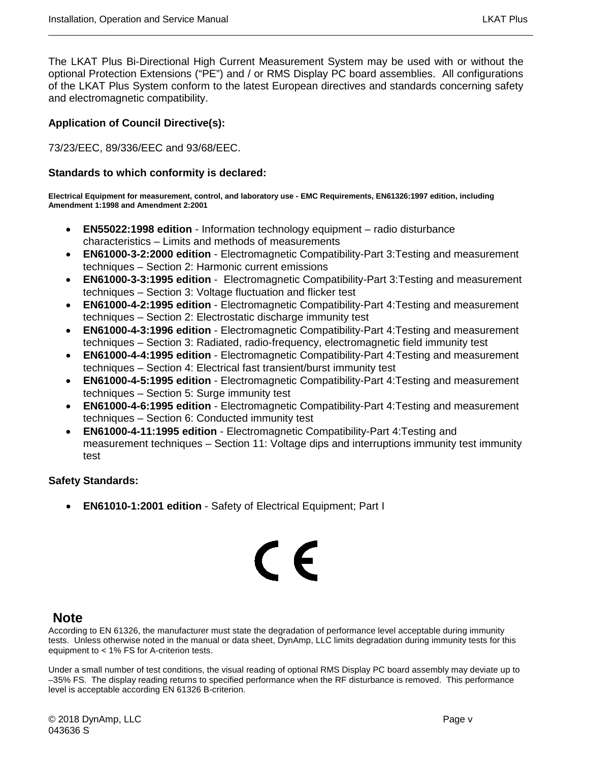The LKAT Plus Bi-Directional High Current Measurement System may be used with or without the optional Protection Extensions (“PE”) and / or RMS Display PC board assemblies. All configurations of the LKAT Plus System conform to the latest European directives and standards concerning safety and electromagnetic compatibility.

**Application of Council Directive(s):**

73/23/EEC, 89/336/EEC and 93/68/EEC.

**Standards to which conformity is declared:**

**Electrical Equipment for measurement, control, and laboratory use - EMC Requirements, EN61326:1997 edition, including Amendment 1:1998 and Amendment 2:2001**

- **EN55022:1998 edition** - Information technology equipment – radio disturbance characteristics – Limits and methods of measurements
- **EN61000-3-2:2000 edition** - Electromagnetic Compatibility-Part 3:Testing and measurement techniques – Section 2: Harmonic current emissions
- **EN61000-3-3:1995 edition** - Electromagnetic Compatibility-Part 3:Testing and measurement techniques – Section 3: Voltage fluctuation and flicker test
- **EN61000-4-2:1995 edition** - Electromagnetic Compatibility-Part 4:Testing and measurement techniques – Section 2: Electrostatic discharge immunity test
- **EN61000-4-3:1996 edition** - Electromagnetic Compatibility-Part 4:Testing and measurement techniques – Section 3: Radiated, radio-frequency, electromagnetic field immunity test
- **EN61000-4-4:1995 edition** - Electromagnetic Compatibility-Part 4:Testing and measurement techniques – Section 4: Electrical fast transient/burst immunity test
- **EN61000-4-5:1995 edition** - Electromagnetic Compatibility-Part 4:Testing and measurement techniques – Section 5: Surge immunity test
- **EN61000-4-6:1995 edition** - Electromagnetic Compatibility-Part 4:Testing and measurement techniques – Section 6: Conducted immunity test
- **EN61000-4-11:1995 edition** - Electromagnetic Compatibility-Part 4:Testing and measurement techniques – Section 11: Voltage dips and interruptions immunity test immunity test

**Safety Standards:**

- **EN61010-1:2001 edition** - Safety of Electrical Equipment; Part I

CE

## Note

According to EN 61326, the manufacturer must state the degradation of performance level acceptable during immunity tests. Unless otherwise noted in the manual or data sheet, DynAmp, LLC limits degradation during immunity tests for this equipment to < 1% FS for A-criterion tests.

Under a small number of test conditions, the visual reading of optional RMS Display PC board assembly may deviate up to –35% FS. The display reading returns to specified performance when the RF disturbance is removed. This performance level is acceptable according EN 61326 B-criterion.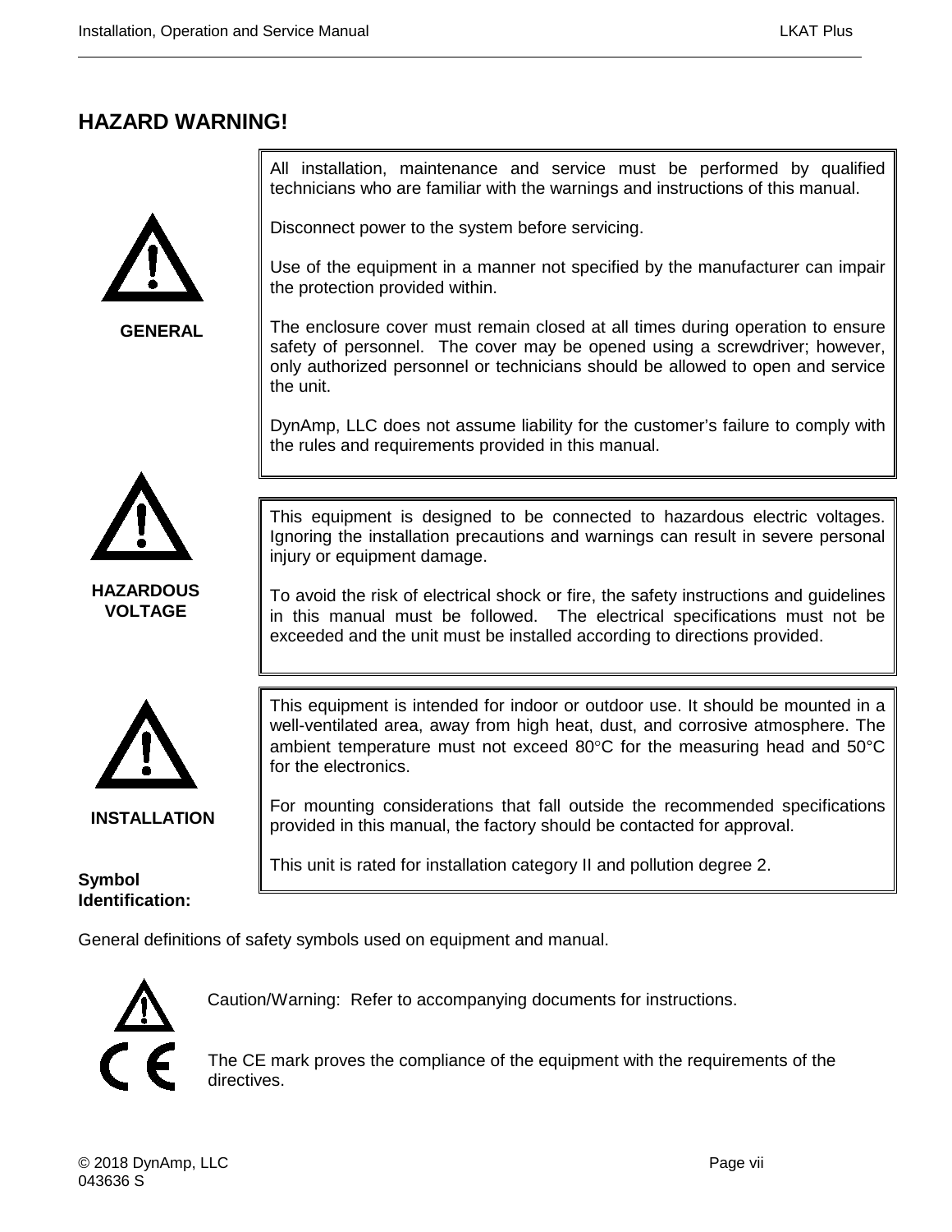## HAZARD WARNING!

**GENERAL**

All installation, maintenance and service must be performed by qualified technicians who are familiar with the warnings and instructions of this manual.

Disconnect power to the system before servicing.

Use of the equipment in a manner not specified by the manufacturer can impair the protection provided within.

The enclosure cover must remain closed at all times during operation to ensure safety of personnel. The cover may be opened using a screwdriver; however, only authorized personnel or technicians should be allowed to open and service the unit.

DynAmp, LLC does not assume liability for the customer's failure to comply with the rules and requirements provided in this manual.

**HAZARDOUS VOLTAGE**

This equipment is designed to be connected to hazardous electric voltages. Ignoring the installation precautions and warnings can result in severe personal injury or equipment damage.

To avoid the risk of electrical shock or fire, the safety instructions and guidelines in this manual must be followed. The electrical specifications must not be exceeded and the unit must be installed according to directions provided.

**INSTALLATION**

This equipment is intended for indoor or outdoor use. It should be mounted in a well-ventilated area, away from high heat, dust, and corrosive atmosphere. The ambient temperature must not exceed 80°C for the measuring head and 50°C for the electronics.

For mounting considerations that fall outside the recommended specifications provided in this manual, the factory should be contacted for approval.

This unit is rated for installation category II and pollution degree 2.

**Symbol Identification:**

General definitions of safety symbols used on equipment and manual.

Caution/Warning: Refer to accompanying documents for instructions.

The CE mark proves the compliance of the equipment with the requirements of the directives.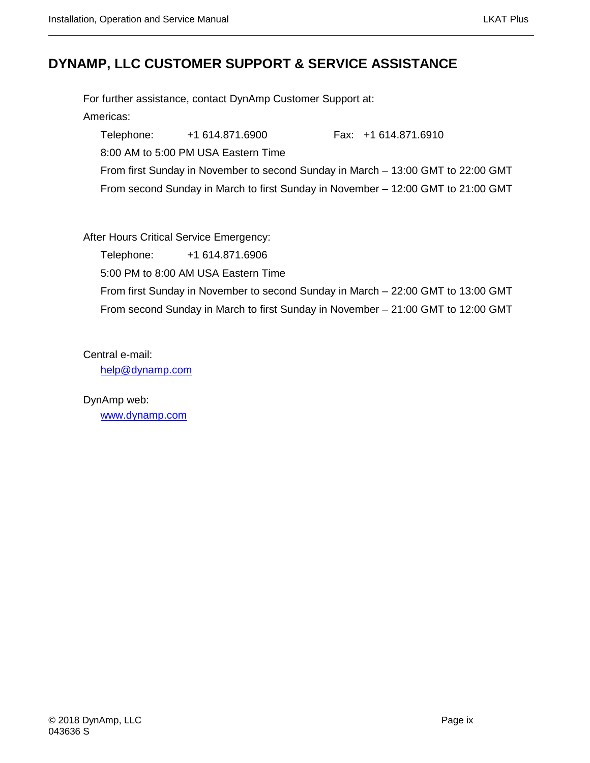# DYNAMP, LLC CUSTOMER SUPPORT & SERVICE ASSISTANCE

For further assistance, contact DynAmp Customer Support at:

Americas:

Telephone: +1 614.871.6900 Fax: +1 614.871.6910

8:00 AM to 5:00 PM USA Eastern Time

From first Sunday in November to second Sunday in March – 13:00 GMT to 22:00 GMT

From second Sunday in March to first Sunday in November – 12:00 GMT to 21:00 GMT

After Hours Critical Service Emergency:

Telephone: +1 614.871.6906

5:00 PM to 8:00 AM USA Eastern Time

From first Sunday in November to second Sunday in March – 22:00 GMT to 13:00 GMT

From second Sunday in March to first Sunday in November – 21:00 GMT to 12:00 GMT

Central e-mail:

help@dynamp.com

DynAmp web:

www.dynamp.com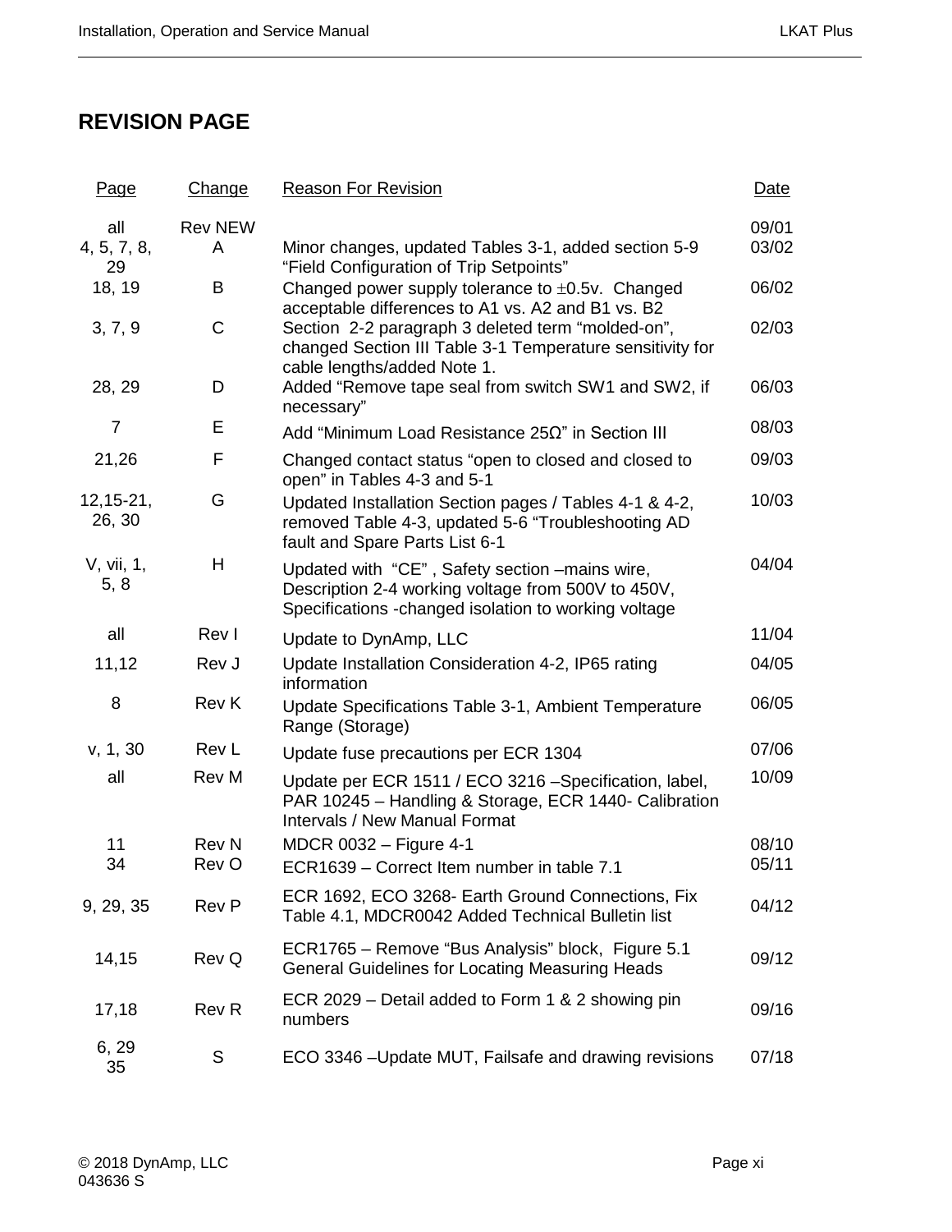## REVISION PAGE

| Page | Change | Reason For Revision | Date |
|---|---|---|---|
| all | Rev NEW | | 09/01 |
| 4, 5, 7, 8, 29 | A | Minor changes, updated Tables 3-1, added section 5-9 “Field Configuration of Trip Setpoints” | 03/02 |
| 18, 19 | B | Changed power supply tolerance to ±0.5v. Changed acceptable differences to A1 vs. A2 and B1 vs. B2 | 06/02 |
| 3, 7, 9 | C | Section 2-2 paragraph 3 deleted term “molded-on”, changed Section III Table 3-1 Temperature sensitivity for cable lengths/added Note 1. | 02/03 |
| 28, 29 | D | Added “Remove tape seal from switch SW1 and SW2, if necessary” | 06/03 |
| 7 | E | Add “Minimum Load Resistance 25Ω” in Section III | 08/03 |
| 21,26 | F | Changed contact status “open to closed and closed to open” in Tables 4-3 and 5-1 | 09/03 |
| 12,15-21, 26, 30 | G | Updated Installation Section pages / Tables 4-1 & 4-2, removed Table 4-3, updated 5-6 “Troubleshooting AD fault and Spare Parts List 6-1 | 10/03 |
| V, vii, 1, 5, 8 | H | Updated with “CE” , Safety section –mains wire, Description 2-4 working voltage from 500V to 450V, Specifications -changed isolation to working voltage | 04/04 |
| all | Rev I | Update to DynAmp, LLC | 11/04 |
| 11,12 | Rev J | Update Installation Consideration 4-2, IP65 rating information | 04/05 |
| 8 | Rev K | Update Specifications Table 3-1, Ambient Temperature Range (Storage) | 06/05 |
| v, 1, 30 | Rev L | Update fuse precautions per ECR 1304 | 07/06 |
| all | Rev M | Update per ECR 1511 / ECO 3216 –Specification, label, PAR 10245 – Handling & Storage, ECR 1440- Calibration Intervals / New Manual Format | 10/09 |
| 11 | Rev N | MDCR 0032 – Figure 4-1 | 08/10 |
| 34 | Rev O | ECR1639 – Correct Item number in table 7.1 | 05/11 |
| 9, 29, 35 | Rev P | ECR 1692, ECO 3268- Earth Ground Connections, Fix Table 4.1, MDCR0042 Added Technical Bulletin list | 04/12 |
| 14,15 | Rev Q | ECR1765 – Remove “Bus Analysis” block, Figure 5.1 General Guidelines for Locating Measuring Heads | 09/12 |
| 17,18 | Rev R | ECR 2029 – Detail added to Form 1 & 2 showing pin numbers | 09/16 |
| 6, 29 35 | S | ECO 3346 –Update MUT, Failsafe and drawing revisions | 07/18 |

© 2018 DynAmp, LLC
043636 S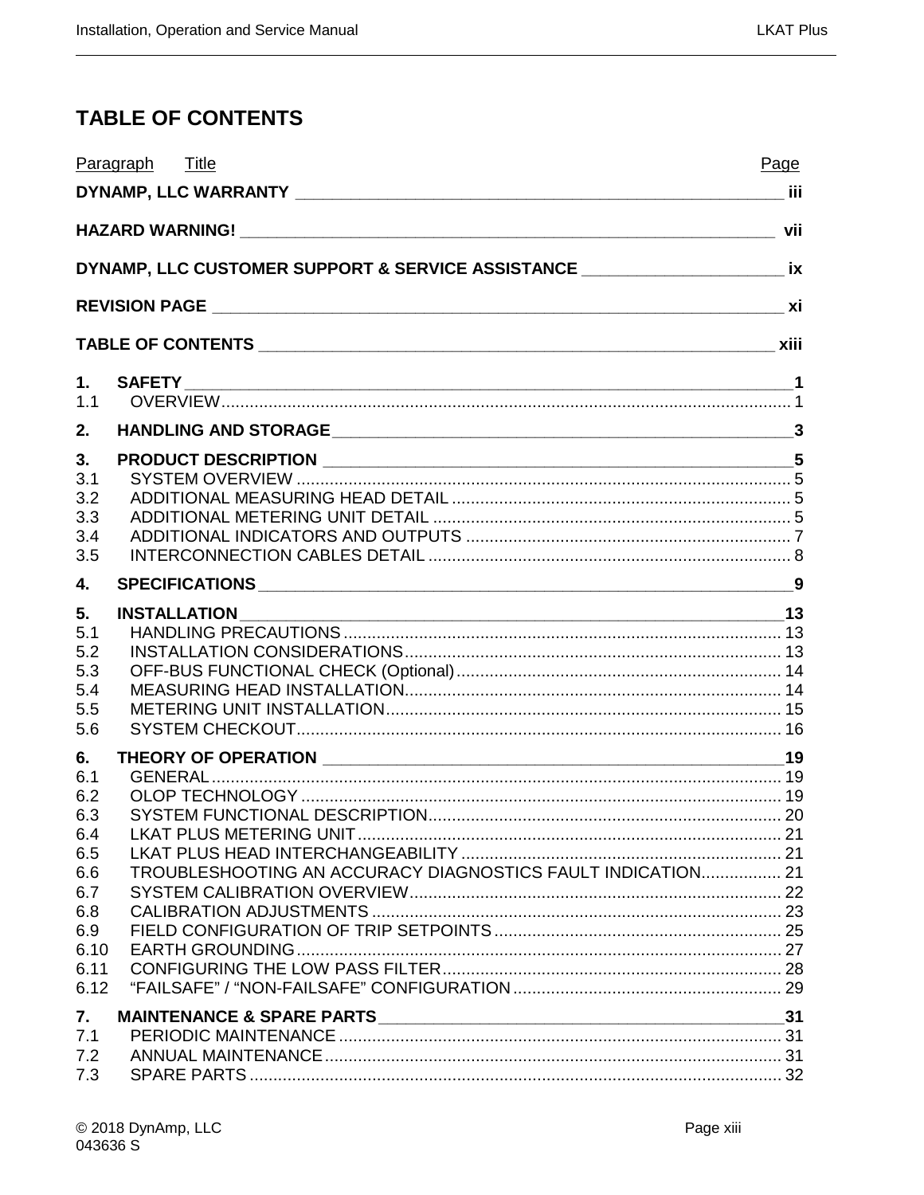# TABLE OF CONTENTS

| Paragraph | Title | Page |
|---|---|---|
| | **DYNAMP, LLC WARRANTY** | **iii** |
| | **HAZARD WARNING!** | **vii** |
| | **DYNAMP, LLC CUSTOMER SUPPORT & SERVICE ASSISTANCE** | **ix** |
| | **REVISION PAGE** | **xi** |
| | **TABLE OF CONTENTS** | **xiii** |
| **1.** | **SAFETY** | **1** |
| 1.1 | OVERVIEW | 1 |
| **2.** | **HANDLING AND STORAGE** | **3** |
| **3.** | **PRODUCT DESCRIPTION** | **5** |
| 3.1 | SYSTEM OVERVIEW | 5 |
| 3.2 | ADDITIONAL MEASURING HEAD DETAIL | 5 |
| 3.3 | ADDITIONAL METERING UNIT DETAIL | 5 |
| 3.4 | ADDITIONAL INDICATORS AND OUTPUTS | 7 |
| 3.5 | INTERCONNECTION CABLES DETAIL | 8 |
| **4.** | **SPECIFICATIONS** | **9** |
| **5.** | **INSTALLATION** | **13** |
| 5.1 | HANDLING PRECAUTIONS | 13 |
| 5.2 | INSTALLATION CONSIDERATIONS | 13 |
| 5.3 | OFF-BUS FUNCTIONAL CHECK (Optional) | 14 |
| 5.4 | MEASURING HEAD INSTALLATION | 14 |
| 5.5 | METERING UNIT INSTALLATION | 15 |
| 5.6 | SYSTEM CHECKOUT | 16 |
| **6.** | **THEORY OF OPERATION** | **19** |
| 6.1 | GENERAL | 19 |
| 6.2 | OLOP TECHNOLOGY | 19 |
| 6.3 | SYSTEM FUNCTIONAL DESCRIPTION | 20 |
| 6.4 | LKAT PLUS METERING UNIT | 21 |
| 6.5 | LKAT PLUS HEAD INTERCHANGEABILITY | 21 |
| 6.6 | TROUBLESHOOTING AN ACCURACY DIAGNOSTICS FAULT INDICATION | 21 |
| 6.7 | SYSTEM CALIBRATION OVERVIEW | 22 |
| 6.8 | CALIBRATION ADJUSTMENTS | 23 |
| 6.9 | FIELD CONFIGURATION OF TRIP SETPOINTS | 25 |
| 6.10 | EARTH GROUNDING | 27 |
| 6.11 | CONFIGURING THE LOW PASS FILTER | 28 |
| 6.12 | "FAILSAFE" / "NON-FAILSAFE" CONFIGURATION | 29 |
| **7.** | **MAINTENANCE & SPARE PARTS** | **31** |
| 7.1 | PERIODIC MAINTENANCE | 31 |
| 7.2 | ANNUAL MAINTENANCE | 31 |
| 7.3 | SPARE PARTS | 32 |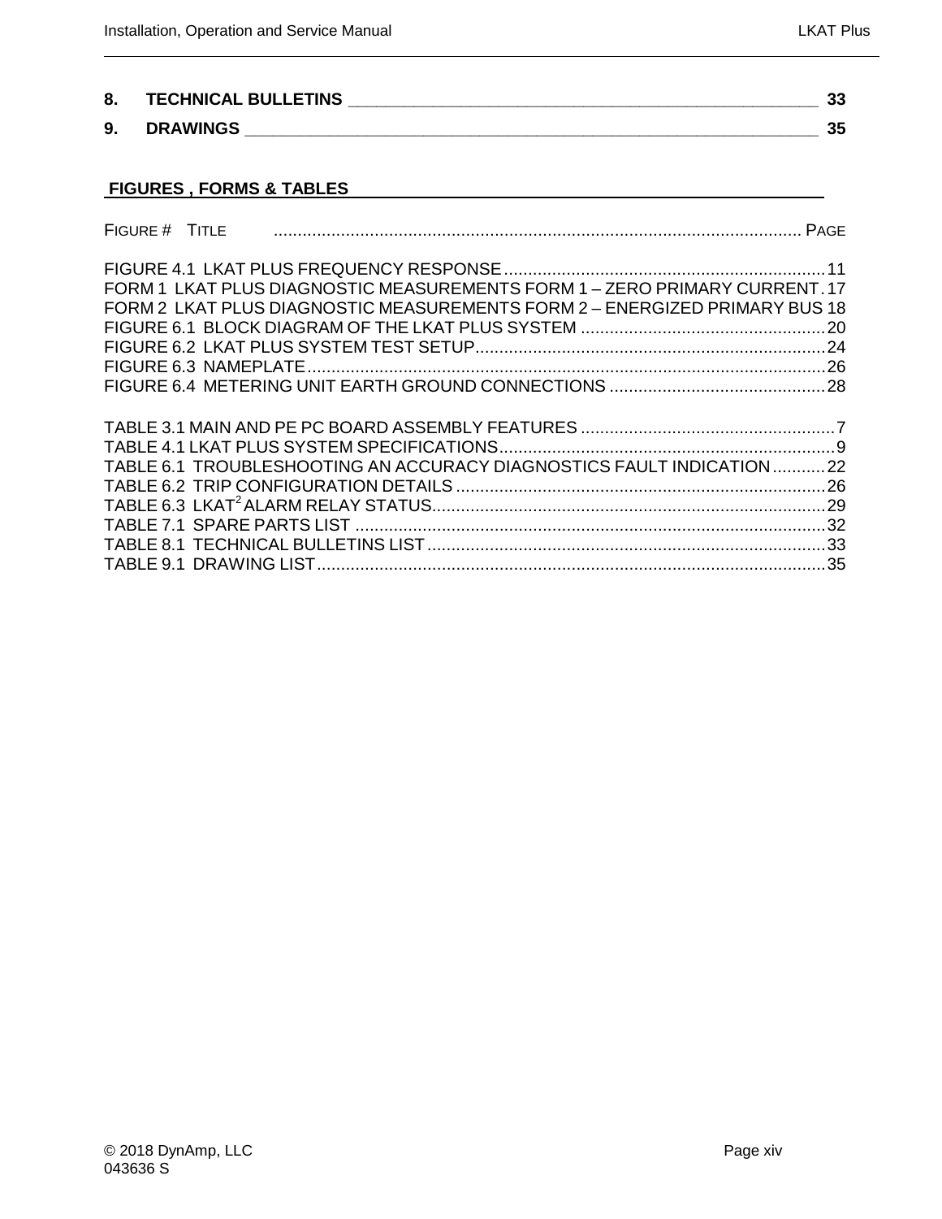**8. TECHNICAL BULLETINS ____________________________________________________ 33**

**9. DRAWINGS _____________________________________________________________ 35**

## FIGURES , FORMS & TABLES

FIGURE # TITLE ............................................................................................................. PAGE

FIGURE 4.1 LKAT PLUS FREQUENCY RESPONSE ................................................................... 11
FORM 1 LKAT PLUS DIAGNOSTIC MEASUREMENTS FORM 1 – ZERO PRIMARY CURRENT . 17
FORM 2 LKAT PLUS DIAGNOSTIC MEASUREMENTS FORM 2 – ENERGIZED PRIMARY BUS 18
FIGURE 6.1 BLOCK DIAGRAM OF THE LKAT PLUS SYSTEM ................................................... 20
FIGURE 6.2 LKAT PLUS SYSTEM TEST SETUP ......................................................................... 24
FIGURE 6.3 NAMEPLATE ............................................................................................................ 26
FIGURE 6.4 METERING UNIT EARTH GROUND CONNECTIONS ............................................. 28

TABLE 3.1 MAIN AND PE PC BOARD ASSEMBLY FEATURES ..................................................... 7
TABLE 4.1 LKAT PLUS SYSTEM SPECIFICATIONS ...................................................................... 9
TABLE 6.1 TROUBLESHOOTING AN ACCURACY DIAGNOSTICS FAULT INDICATION ........... 22
TABLE 6.2 TRIP CONFIGURATION DETAILS ............................................................................. 26
TABLE 6.3 LKAT$^2$ ALARM RELAY STATUS .................................................................................. 29
TABLE 7.1 SPARE PARTS LIST .................................................................................................. 32
TABLE 8.1 TECHNICAL BULLETINS LIST ................................................................................... 33
TABLE 9.1 DRAWING LIST .......................................................................................................... 35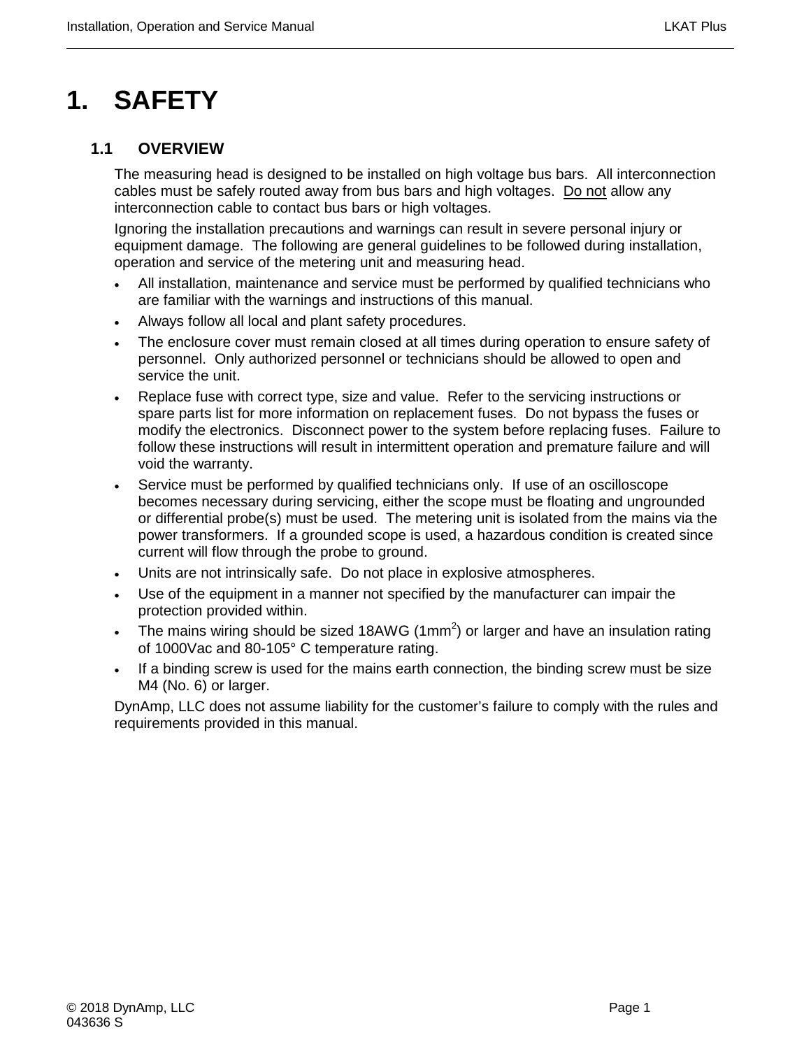# 1. SAFETY

## 1.1 OVERVIEW

The measuring head is designed to be installed on high voltage bus bars. All interconnection cables must be safely routed away from bus bars and high voltages. <u>Do not</u> allow any interconnection cable to contact bus bars or high voltages.

Ignoring the installation precautions and warnings can result in severe personal injury or equipment damage. The following are general guidelines to be followed during installation, operation and service of the metering unit and measuring head.

- All installation, maintenance and service must be performed by qualified technicians who are familiar with the warnings and instructions of this manual.
- Always follow all local and plant safety procedures.
- The enclosure cover must remain closed at all times during operation to ensure safety of personnel. Only authorized personnel or technicians should be allowed to open and service the unit.
- Replace fuse with correct type, size and value. Refer to the servicing instructions or spare parts list for more information on replacement fuses. Do not bypass the fuses or modify the electronics. Disconnect power to the system before replacing fuses. Failure to follow these instructions will result in intermittent operation and premature failure and will void the warranty.
- Service must be performed by qualified technicians only. If use of an oscilloscope becomes necessary during servicing, either the scope must be floating and ungrounded or differential probe(s) must be used. The metering unit is isolated from the mains via the power transformers. If a grounded scope is used, a hazardous condition is created since current will flow through the probe to ground.
- Units are not intrinsically safe. Do not place in explosive atmospheres.
- Use of the equipment in a manner not specified by the manufacturer can impair the protection provided within.
- The mains wiring should be sized 18AWG (1mm$^2$) or larger and have an insulation rating of 1000Vac and 80-105° C temperature rating.
- If a binding screw is used for the mains earth connection, the binding screw must be size M4 (No. 6) or larger.

DynAmp, LLC does not assume liability for the customer's failure to comply with the rules and requirements provided in this manual.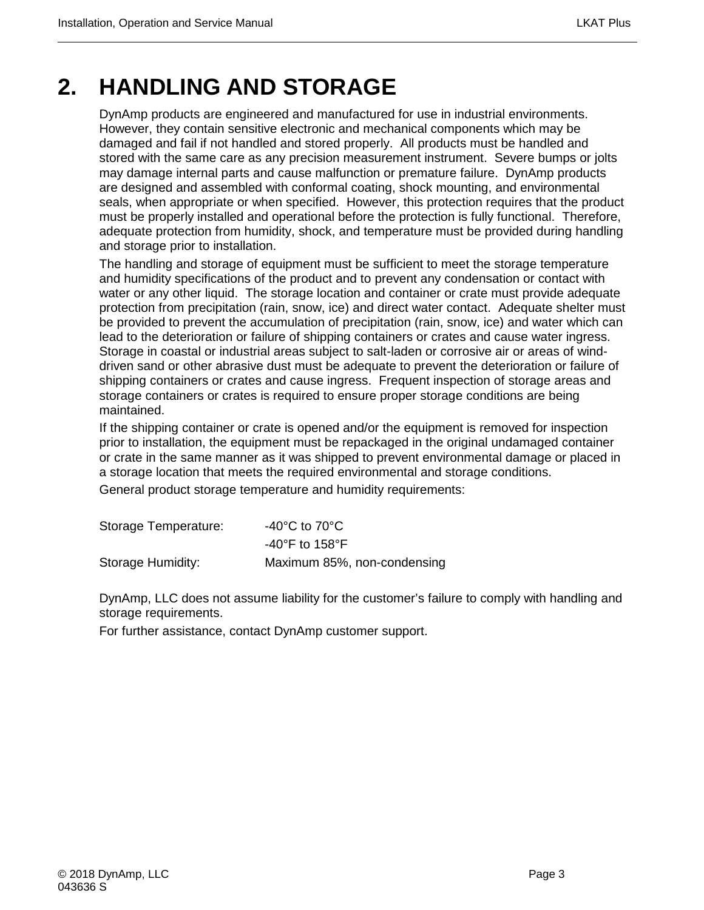# 2. HANDLING AND STORAGE

DynAmp products are engineered and manufactured for use in industrial environments. However, they contain sensitive electronic and mechanical components which may be damaged and fail if not handled and stored properly. All products must be handled and stored with the same care as any precision measurement instrument. Severe bumps or jolts may damage internal parts and cause malfunction or premature failure. DynAmp products are designed and assembled with conformal coating, shock mounting, and environmental seals, when appropriate or when specified. However, this protection requires that the product must be properly installed and operational before the protection is fully functional. Therefore, adequate protection from humidity, shock, and temperature must be provided during handling and storage prior to installation.

The handling and storage of equipment must be sufficient to meet the storage temperature and humidity specifications of the product and to prevent any condensation or contact with water or any other liquid. The storage location and container or crate must provide adequate protection from precipitation (rain, snow, ice) and direct water contact. Adequate shelter must be provided to prevent the accumulation of precipitation (rain, snow, ice) and water which can lead to the deterioration or failure of shipping containers or crates and cause water ingress. Storage in coastal or industrial areas subject to salt-laden or corrosive air or areas of wind-driven sand or other abrasive dust must be adequate to prevent the deterioration or failure of shipping containers or crates and cause ingress. Frequent inspection of storage areas and storage containers or crates is required to ensure proper storage conditions are being maintained.

If the shipping container or crate is opened and/or the equipment is removed for inspection prior to installation, the equipment must be repackaged in the original undamaged container or crate in the same manner as it was shipped to prevent environmental damage or placed in a storage location that meets the required environmental and storage conditions.

General product storage temperature and humidity requirements:

| | |
|---|---|
| Storage Temperature: | -40°C to 70°C |
| | -40°F to 158°F |
| Storage Humidity: | Maximum 85%, non-condensing |

DynAmp, LLC does not assume liability for the customer’s failure to comply with handling and storage requirements.

For further assistance, contact DynAmp customer support.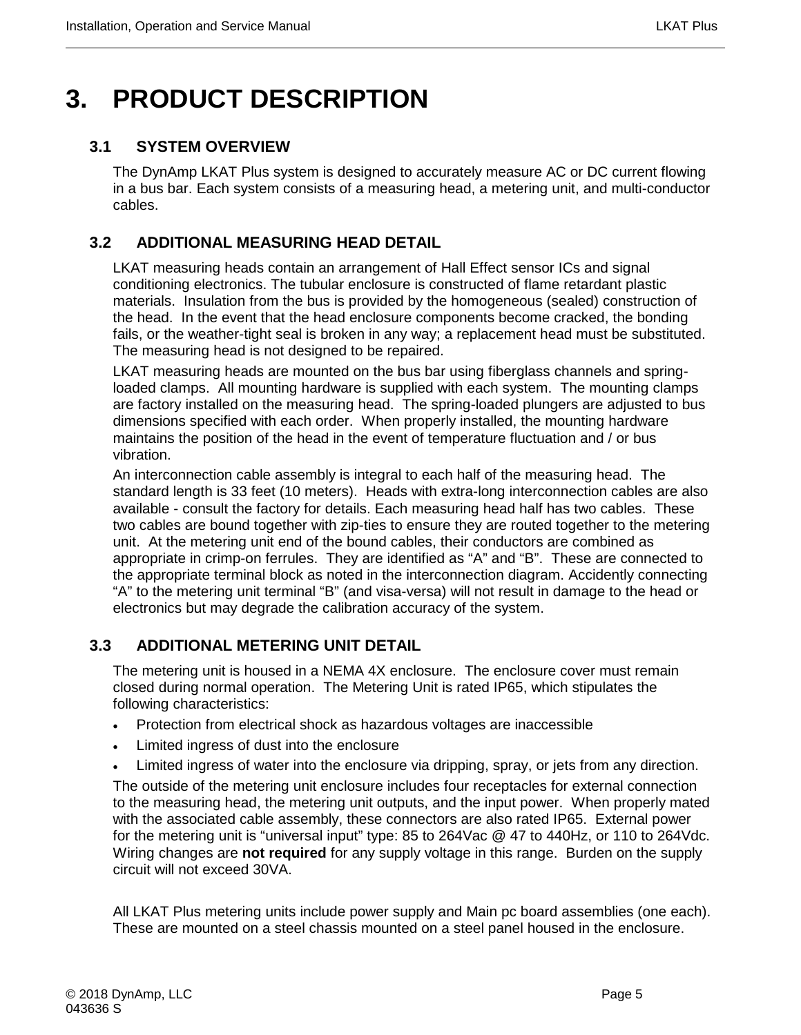# 3. PRODUCT DESCRIPTION

## 3.1 SYSTEM OVERVIEW

The DynAmp LKAT Plus system is designed to accurately measure AC or DC current flowing in a bus bar. Each system consists of a measuring head, a metering unit, and multi-conductor cables.

## 3.2 ADDITIONAL MEASURING HEAD DETAIL

LKAT measuring heads contain an arrangement of Hall Effect sensor ICs and signal conditioning electronics. The tubular enclosure is constructed of flame retardant plastic materials. Insulation from the bus is provided by the homogeneous (sealed) construction of the head. In the event that the head enclosure components become cracked, the bonding fails, or the weather-tight seal is broken in any way; a replacement head must be substituted. The measuring head is not designed to be repaired.

LKAT measuring heads are mounted on the bus bar using fiberglass channels and spring-loaded clamps. All mounting hardware is supplied with each system. The mounting clamps are factory installed on the measuring head. The spring-loaded plungers are adjusted to bus dimensions specified with each order. When properly installed, the mounting hardware maintains the position of the head in the event of temperature fluctuation and / or bus vibration.

An interconnection cable assembly is integral to each half of the measuring head. The standard length is 33 feet (10 meters). Heads with extra-long interconnection cables are also available - consult the factory for details. Each measuring head half has two cables. These two cables are bound together with zip-ties to ensure they are routed together to the metering unit. At the metering unit end of the bound cables, their conductors are combined as appropriate in crimp-on ferrules. They are identified as “A” and “B”. These are connected to the appropriate terminal block as noted in the interconnection diagram. Accidently connecting “A” to the metering unit terminal “B” (and visa-versa) will not result in damage to the head or electronics but may degrade the calibration accuracy of the system.

## 3.3 ADDITIONAL METERING UNIT DETAIL

The metering unit is housed in a NEMA 4X enclosure. The enclosure cover must remain closed during normal operation. The Metering Unit is rated IP65, which stipulates the following characteristics:

- Protection from electrical shock as hazardous voltages are inaccessible
- Limited ingress of dust into the enclosure
- Limited ingress of water into the enclosure via dripping, spray, or jets from any direction.

The outside of the metering unit enclosure includes four receptacles for external connection to the measuring head, the metering unit outputs, and the input power. When properly mated with the associated cable assembly, these connectors are also rated IP65. External power for the metering unit is “universal input” type: 85 to 264Vac @ 47 to 440Hz, or 110 to 264Vdc. Wiring changes are **not required** for any supply voltage in this range. Burden on the supply circuit will not exceed 30VA.

All LKAT Plus metering units include power supply and Main pc board assemblies (one each). These are mounted on a steel chassis mounted on a steel panel housed in the enclosure.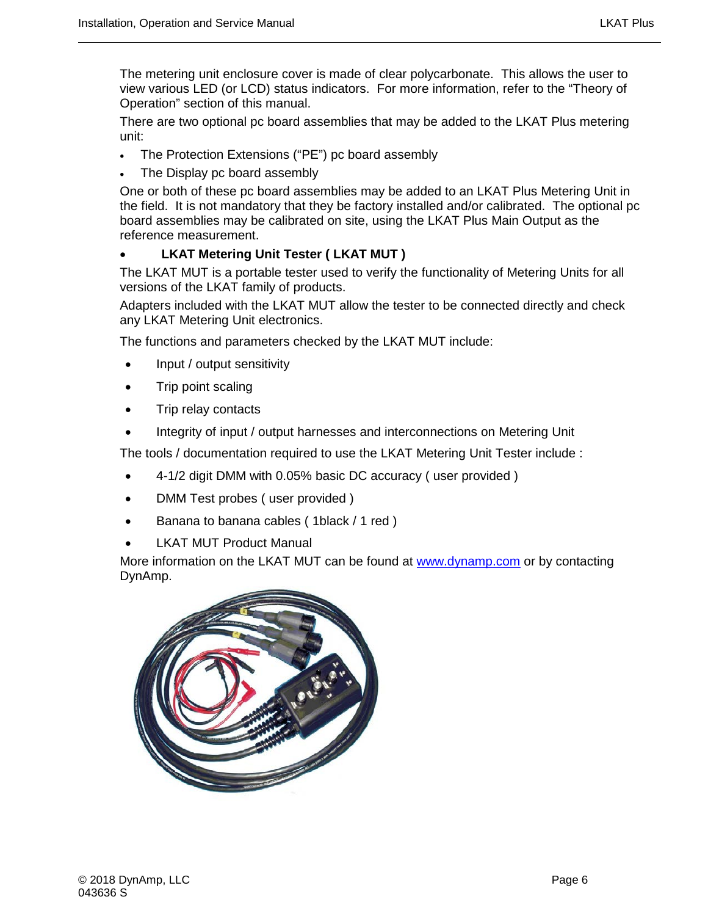The metering unit enclosure cover is made of clear polycarbonate. This allows the user to view various LED (or LCD) status indicators. For more information, refer to the “Theory of Operation” section of this manual.

There are two optional pc board assemblies that may be added to the LKAT Plus metering unit:

- The Protection Extensions (“PE”) pc board assembly
- The Display pc board assembly

One or both of these pc board assemblies may be added to an LKAT Plus Metering Unit in the field. It is not mandatory that they be factory installed and/or calibrated. The optional pc board assemblies may be calibrated on site, using the LKAT Plus Main Output as the reference measurement.

- **LKAT Metering Unit Tester ( LKAT MUT )**

The LKAT MUT is a portable tester used to verify the functionality of Metering Units for all versions of the LKAT family of products.

Adapters included with the LKAT MUT allow the tester to be connected directly and check any LKAT Metering Unit electronics.

The functions and parameters checked by the LKAT MUT include:

- Input / output sensitivity
- Trip point scaling
- Trip relay contacts
- Integrity of input / output harnesses and interconnections on Metering Unit

The tools / documentation required to use the LKAT Metering Unit Tester include :

- 4-1/2 digit DMM with 0.05% basic DC accuracy ( user provided )
- DMM Test probes ( user provided )
- Banana to banana cables ( 1black / 1 red )
- LKAT MUT Product Manual

More information on the LKAT MUT can be found at www.dynamp.com or by contacting DynAmp.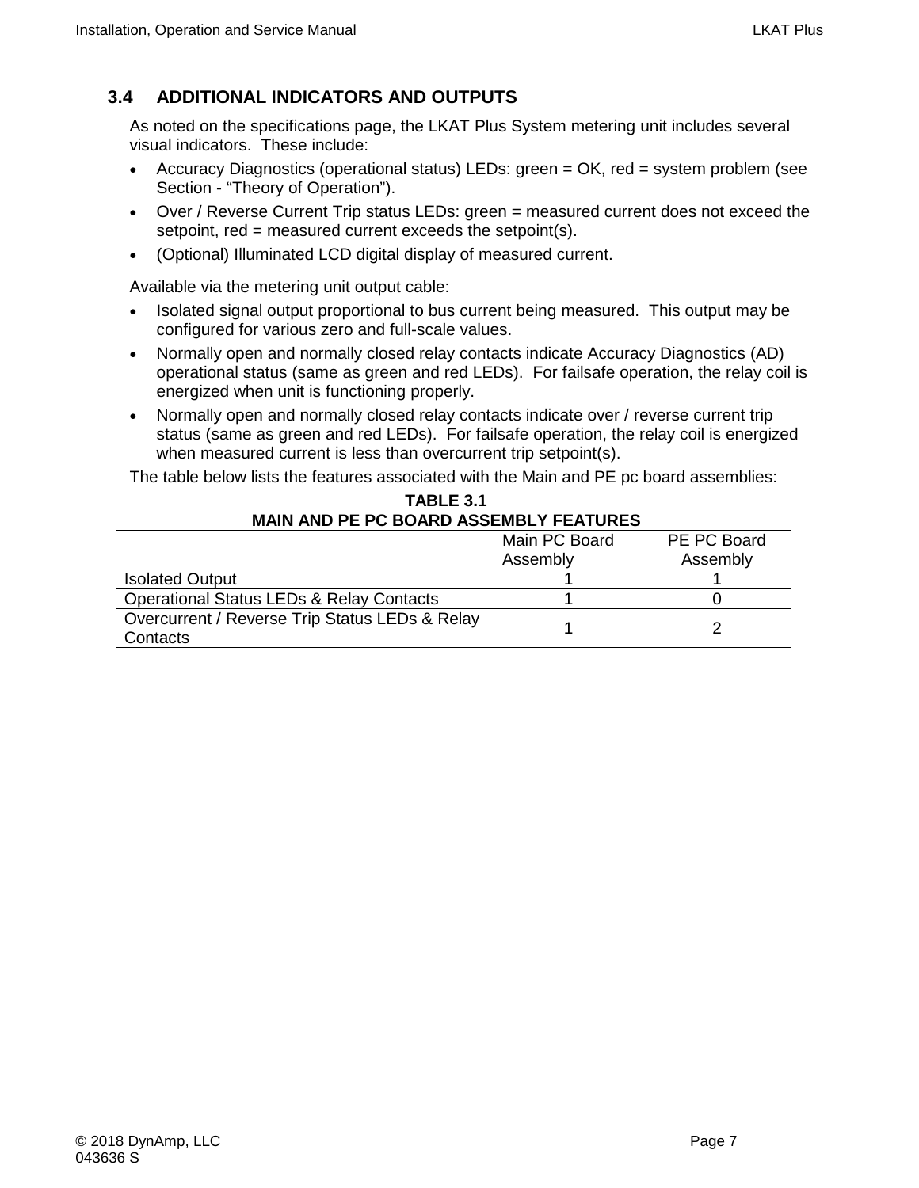## 3.4 ADDITIONAL INDICATORS AND OUTPUTS

As noted on the specifications page, the LKAT Plus System metering unit includes several visual indicators. These include:

- Accuracy Diagnostics (operational status) LEDs: green = OK, red = system problem (see Section - "Theory of Operation").
- Over / Reverse Current Trip status LEDs: green = measured current does not exceed the setpoint, red = measured current exceeds the setpoint(s).
- (Optional) Illuminated LCD digital display of measured current.

Available via the metering unit output cable:

- Isolated signal output proportional to bus current being measured. This output may be configured for various zero and full-scale values.
- Normally open and normally closed relay contacts indicate Accuracy Diagnostics (AD) operational status (same as green and red LEDs). For failsafe operation, the relay coil is energized when unit is functioning properly.
- Normally open and normally closed relay contacts indicate over / reverse current trip status (same as green and red LEDs). For failsafe operation, the relay coil is energized when measured current is less than overcurrent trip setpoint(s).

The table below lists the features associated with the Main and PE pc board assemblies:

**TABLE 3.1**
**MAIN AND PE PC BOARD ASSEMBLY FEATURES**

| | Main PC Board Assembly | PE PC Board Assembly |
|---|---|---|
| Isolated Output | 1 | 1 |
| Operational Status LEDs & Relay Contacts | 1 | 0 |
| Overcurrent / Reverse Trip Status LEDs & Relay Contacts | 1 | 2 |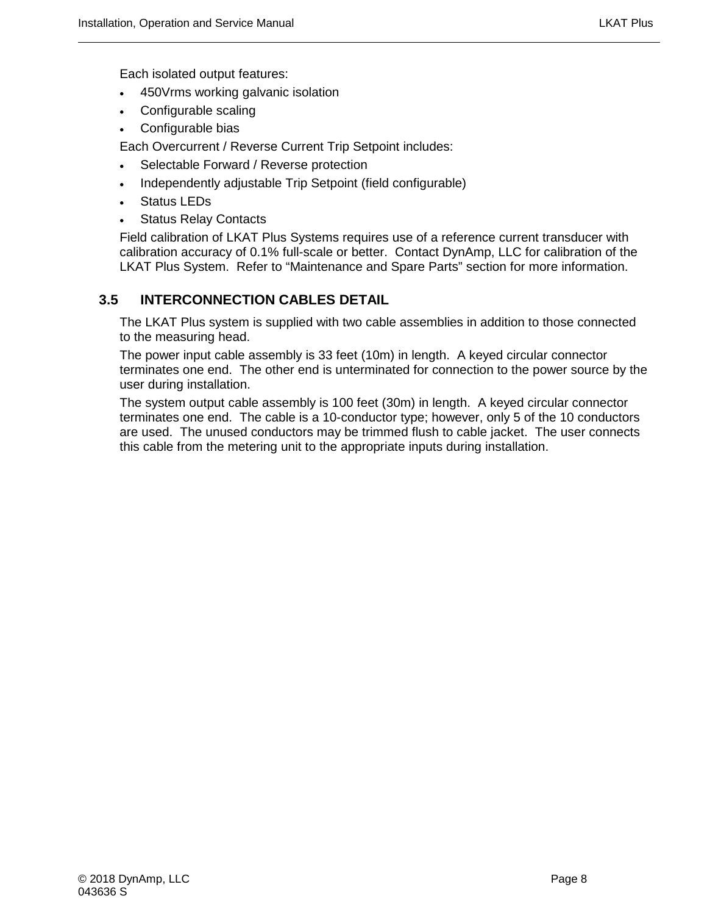Each isolated output features:

- 450Vrms working galvanic isolation
- Configurable scaling
- Configurable bias

Each Overcurrent / Reverse Current Trip Setpoint includes:

- Selectable Forward / Reverse protection
- Independently adjustable Trip Setpoint (field configurable)
- Status LEDs
- Status Relay Contacts

Field calibration of LKAT Plus Systems requires use of a reference current transducer with calibration accuracy of 0.1% full-scale or better. Contact DynAmp, LLC for calibration of the LKAT Plus System. Refer to "Maintenance and Spare Parts" section for more information.

## 3.5 INTERCONNECTION CABLES DETAIL

The LKAT Plus system is supplied with two cable assemblies in addition to those connected to the measuring head.

The power input cable assembly is 33 feet (10m) in length. A keyed circular connector terminates one end. The other end is unterminated for connection to the power source by the user during installation.

The system output cable assembly is 100 feet (30m) in length. A keyed circular connector terminates one end. The cable is a 10-conductor type; however, only 5 of the 10 conductors are used. The unused conductors may be trimmed flush to cable jacket. The user connects this cable from the metering unit to the appropriate inputs during installation.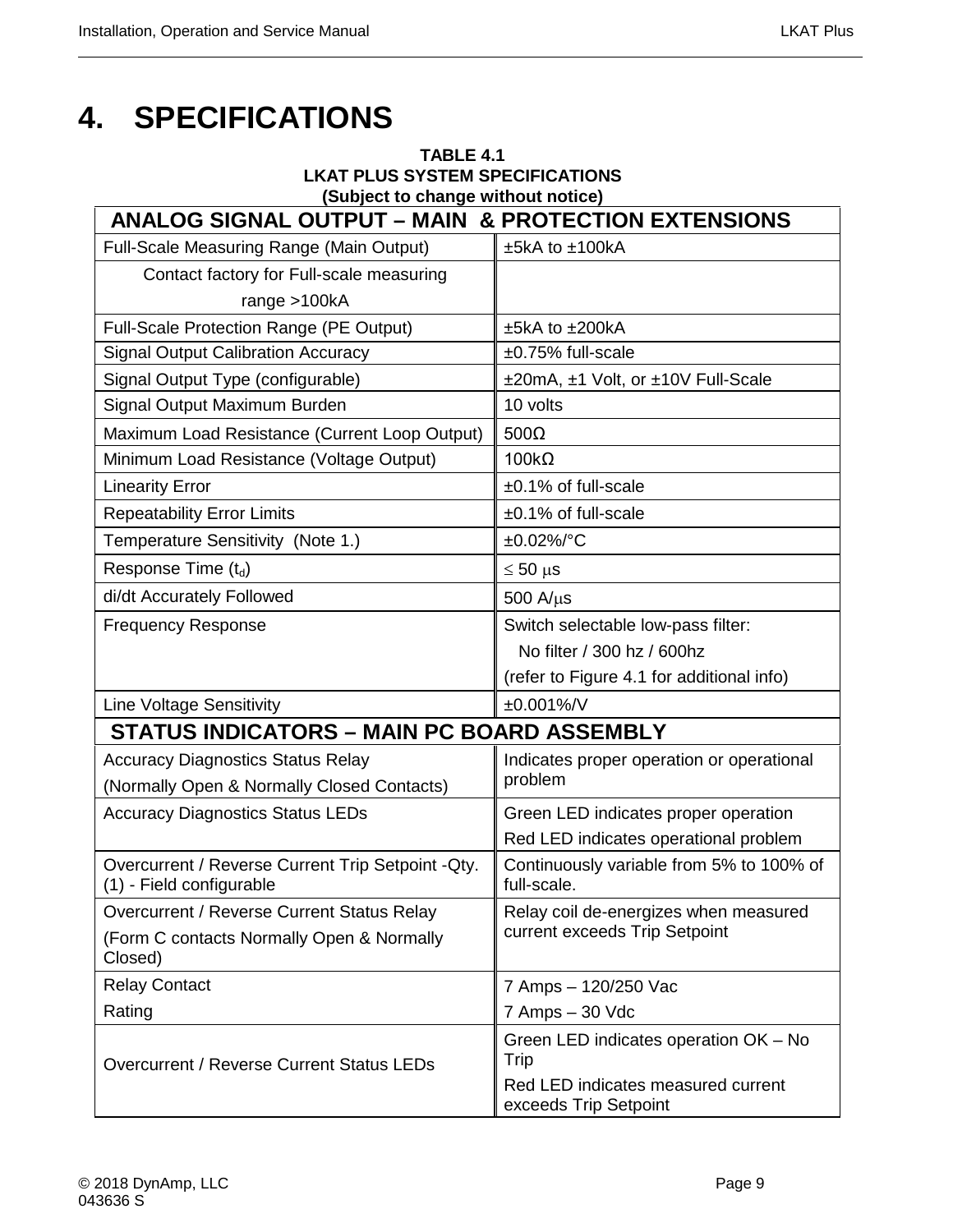# 4. SPECIFICATIONS

**TABLE 4.1**
**LKAT PLUS SYSTEM SPECIFICATIONS**
**(Subject to change without notice)**

| **ANALOG SIGNAL OUTPUT – MAIN & PROTECTION EXTENSIONS** | |
|---|---|
| Full-Scale Measuring Range (Main Output) | ±5kA to ±100kA |
| Contact factory for Full-scale measuring range >100kA | |
| Full-Scale Protection Range (PE Output) | ±5kA to ±200kA |
| Signal Output Calibration Accuracy | ±0.75% full-scale |
| Signal Output Type (configurable) | ±20mA, ±1 Volt, or ±10V Full-Scale |
| Signal Output Maximum Burden | 10 volts |
| Maximum Load Resistance (Current Loop Output) | 500Ω |
| Minimum Load Resistance (Voltage Output) | 100kΩ |
| Linearity Error | ±0.1% of full-scale |
| Repeatability Error Limits | ±0.1% of full-scale |
| Temperature Sensitivity (Note 1.) | ±0.02%/°C |
| Response Time ($t_d$) | ≤ 50 μs |
| di/dt Accurately Followed | 500 A/μs |
| Frequency Response | Switch selectable low-pass filter:<br>No filter / 300 hz / 600hz<br>(refer to Figure 4.1 for additional info) |
| Line Voltage Sensitivity | ±0.001%/V |
| **STATUS INDICATORS – MAIN PC BOARD ASSEMBLY** | |
| Accuracy Diagnostics Status Relay<br>(Normally Open & Normally Closed Contacts) | Indicates proper operation or operational problem |
| Accuracy Diagnostics Status LEDs | Green LED indicates proper operation<br>Red LED indicates operational problem |
| Overcurrent / Reverse Current Trip Setpoint -Qty. (1) - Field configurable | Continuously variable from 5% to 100% of full-scale. |
| Overcurrent / Reverse Current Status Relay<br>(Form C contacts Normally Open & Normally Closed) | Relay coil de-energizes when measured current exceeds Trip Setpoint |
| Relay Contact<br>Rating | 7 Amps – 120/250 Vac<br>7 Amps – 30 Vdc |
| Overcurrent / Reverse Current Status LEDs | Green LED indicates operation OK – No Trip<br>Red LED indicates measured current exceeds Trip Setpoint |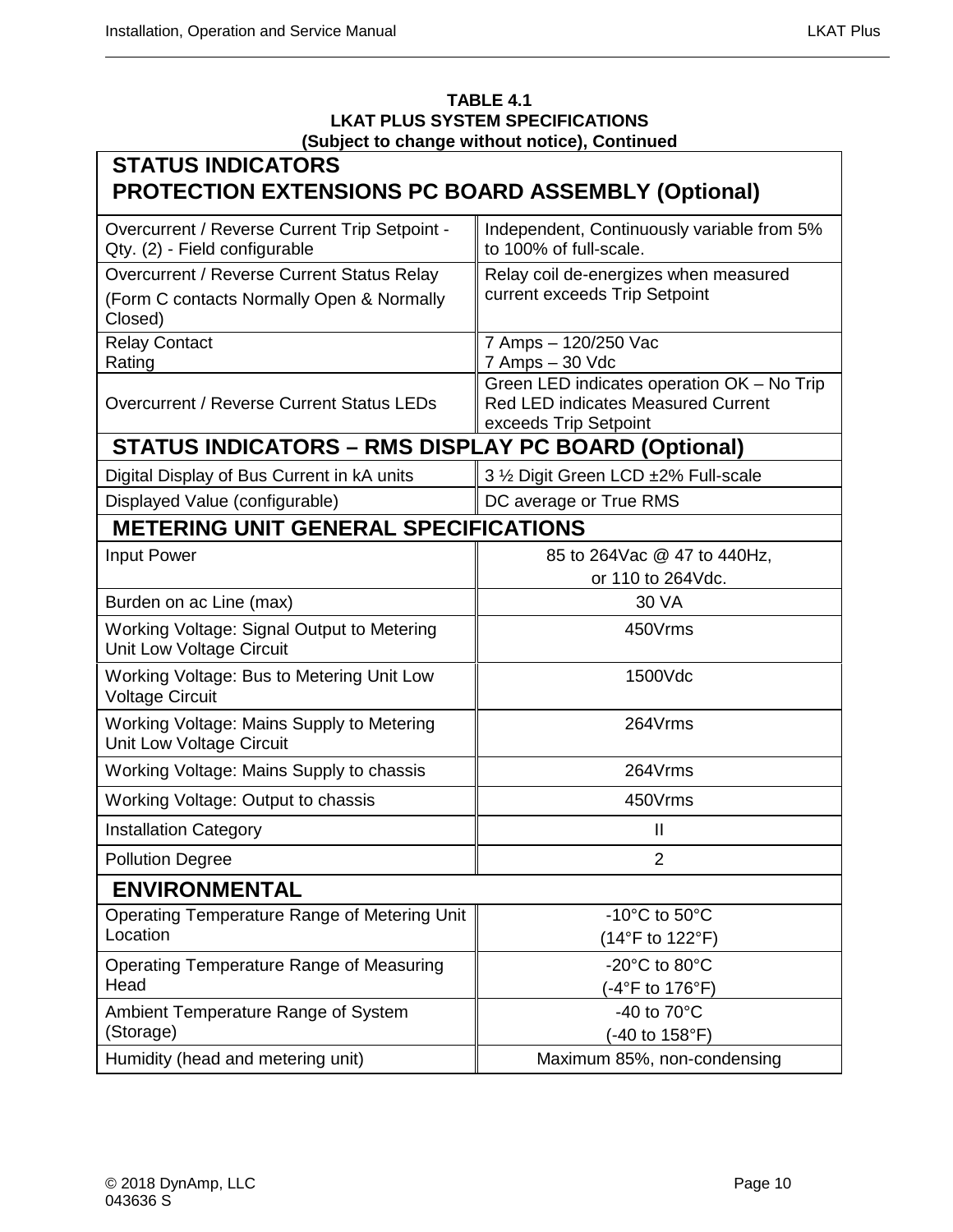**TABLE 4.1**
**LKAT PLUS SYSTEM SPECIFICATIONS**
**(Subject to change without notice), Continued**

| **STATUS INDICATORS PROTECTION EXTENSIONS PC BOARD ASSEMBLY (Optional)** | |
|---|---|
| Overcurrent / Reverse Current Trip Setpoint - Qty. (2) - Field configurable | Independent, Continuously variable from 5% to 100% of full-scale. |
| Overcurrent / Reverse Current Status Relay (Form C contacts Normally Open & Normally Closed) | Relay coil de-energizes when measured current exceeds Trip Setpoint |
| Relay Contact Rating | 7 Amps – 120/250 Vac<br>7 Amps – 30 Vdc |
| Overcurrent / Reverse Current Status LEDs | Green LED indicates operation OK – No Trip<br>Red LED indicates Measured Current exceeds Trip Setpoint |
| **STATUS INDICATORS – RMS DISPLAY PC BOARD (Optional)** | |
| Digital Display of Bus Current in kA units | 3 ½ Digit Green LCD ±2% Full-scale |
| Displayed Value (configurable) | DC average or True RMS |
| **METERING UNIT GENERAL SPECIFICATIONS** | |
| Input Power | 85 to 264Vac @ 47 to 440Hz, or 110 to 264Vdc. |
| Burden on ac Line (max) | 30 VA |
| Working Voltage: Signal Output to Metering Unit Low Voltage Circuit | 450Vrms |
| Working Voltage: Bus to Metering Unit Low Voltage Circuit | 1500Vdc |
| Working Voltage: Mains Supply to Metering Unit Low Voltage Circuit | 264Vrms |
| Working Voltage: Mains Supply to chassis | 264Vrms |
| Working Voltage: Output to chassis | 450Vrms |
| Installation Category | II |
| Pollution Degree | 2 |
| **ENVIRONMENTAL** | |
| Operating Temperature Range of Metering Unit Location | -10°C to 50°C<br>(14°F to 122°F) |
| Operating Temperature Range of Measuring Head | -20°C to 80°C<br>(-4°F to 176°F) |
| Ambient Temperature Range of System (Storage) | -40 to 70°C<br>(-40 to 158°F) |
| Humidity (head and metering unit) | Maximum 85%, non-condensing |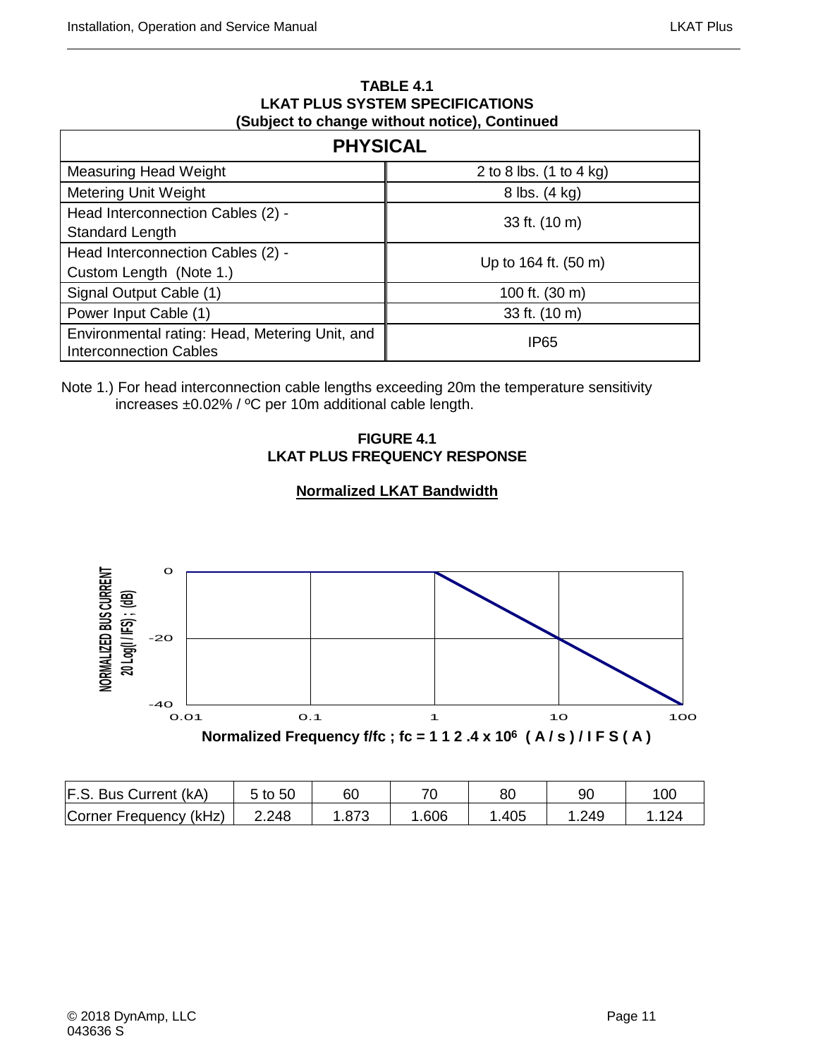**TABLE 4.1**
**LKAT PLUS SYSTEM SPECIFICATIONS**
**(Subject to change without notice), Continued**

| PHYSICAL | |
|---|---|
| Measuring Head Weight | 2 to 8 lbs. (1 to 4 kg) |
| Metering Unit Weight | 8 lbs. (4 kg) |
| Head Interconnection Cables (2) - Standard Length | 33 ft. (10 m) |
| Head Interconnection Cables (2) - Custom Length (Note 1.) | Up to 164 ft. (50 m) |
| Signal Output Cable (1) | 100 ft. (30 m) |
| Power Input Cable (1) | 33 ft. (10 m) |
| Environmental rating: Head, Metering Unit, and Interconnection Cables | IP65 |

Note 1.) For head interconnection cable lengths exceeding 20m the temperature sensitivity increases ±0.02% / ºC per 10m additional cable length.

**FIGURE 4.1**
**LKAT PLUS FREQUENCY RESPONSE**

**Normalized LKAT Bandwidth**

NORMALIZED BUS CURRENT 20 Log(I / IFS) ; (dB)

Normalized Frequency f/fc ; fc = 1 1 2 .4 x $10^6$ ( A / s ) / I F S ( A )

| F.S. Bus Current (kA) | 5 to 50 | 60 | 70 | 80 | 90 | 100 |
|---|---|---|---|---|---|---|
| Corner Frequency (kHz) | 2.248 | 1.873 | 1.606 | 1.405 | 1.249 | 1.124 |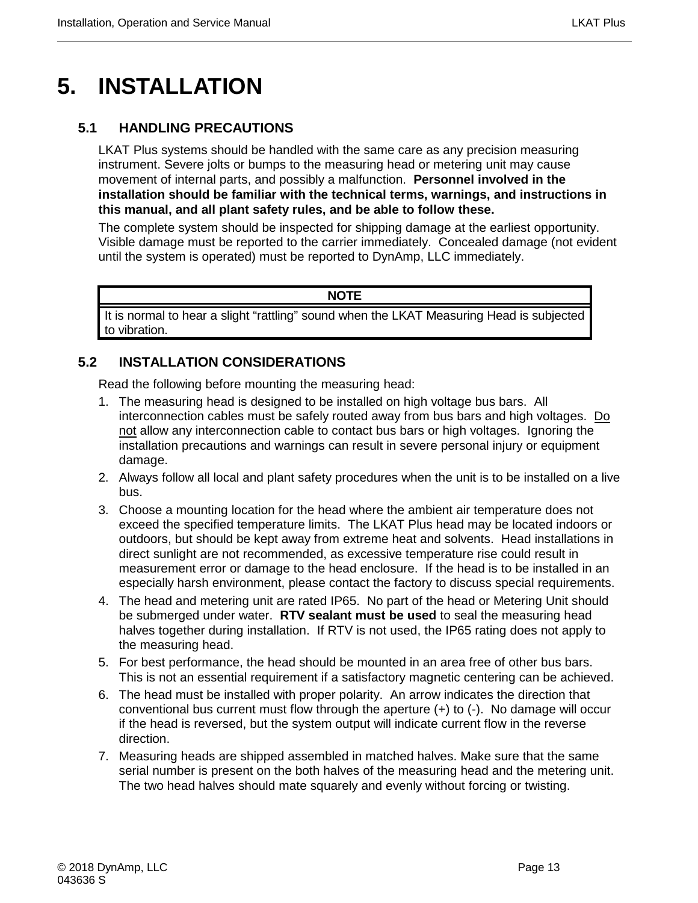# 5. INSTALLATION

## 5.1 HANDLING PRECAUTIONS

LKAT Plus systems should be handled with the same care as any precision measuring instrument. Severe jolts or bumps to the measuring head or metering unit may cause movement of internal parts, and possibly a malfunction. **Personnel involved in the installation should be familiar with the technical terms, warnings, and instructions in this manual, and all plant safety rules, and be able to follow these.**

The complete system should be inspected for shipping damage at the earliest opportunity. Visible damage must be reported to the carrier immediately. Concealed damage (not evident until the system is operated) must be reported to DynAmp, LLC immediately.

| NOTE |
|---|
| It is normal to hear a slight "rattling" sound when the LKAT Measuring Head is subjected to vibration. |

## 5.2 INSTALLATION CONSIDERATIONS

Read the following before mounting the measuring head:

1. The measuring head is designed to be installed on high voltage bus bars. All interconnection cables must be safely routed away from bus bars and high voltages. <u>Do not</u> allow any interconnection cable to contact bus bars or high voltages. Ignoring the installation precautions and warnings can result in severe personal injury or equipment damage.
2. Always follow all local and plant safety procedures when the unit is to be installed on a live bus.
3. Choose a mounting location for the head where the ambient air temperature does not exceed the specified temperature limits. The LKAT Plus head may be located indoors or outdoors, but should be kept away from extreme heat and solvents. Head installations in direct sunlight are not recommended, as excessive temperature rise could result in measurement error or damage to the head enclosure. If the head is to be installed in an especially harsh environment, please contact the factory to discuss special requirements.
4. The head and metering unit are rated IP65. No part of the head or Metering Unit should be submerged under water. **RTV sealant must be used** to seal the measuring head halves together during installation. If RTV is not used, the IP65 rating does not apply to the measuring head.
5. For best performance, the head should be mounted in an area free of other bus bars. This is not an essential requirement if a satisfactory magnetic centering can be achieved.
6. The head must be installed with proper polarity. An arrow indicates the direction that conventional bus current must flow through the aperture (+) to (-). No damage will occur if the head is reversed, but the system output will indicate current flow in the reverse direction.
7. Measuring heads are shipped assembled in matched halves. Make sure that the same serial number is present on the both halves of the measuring head and the metering unit. The two head halves should mate squarely and evenly without forcing or twisting.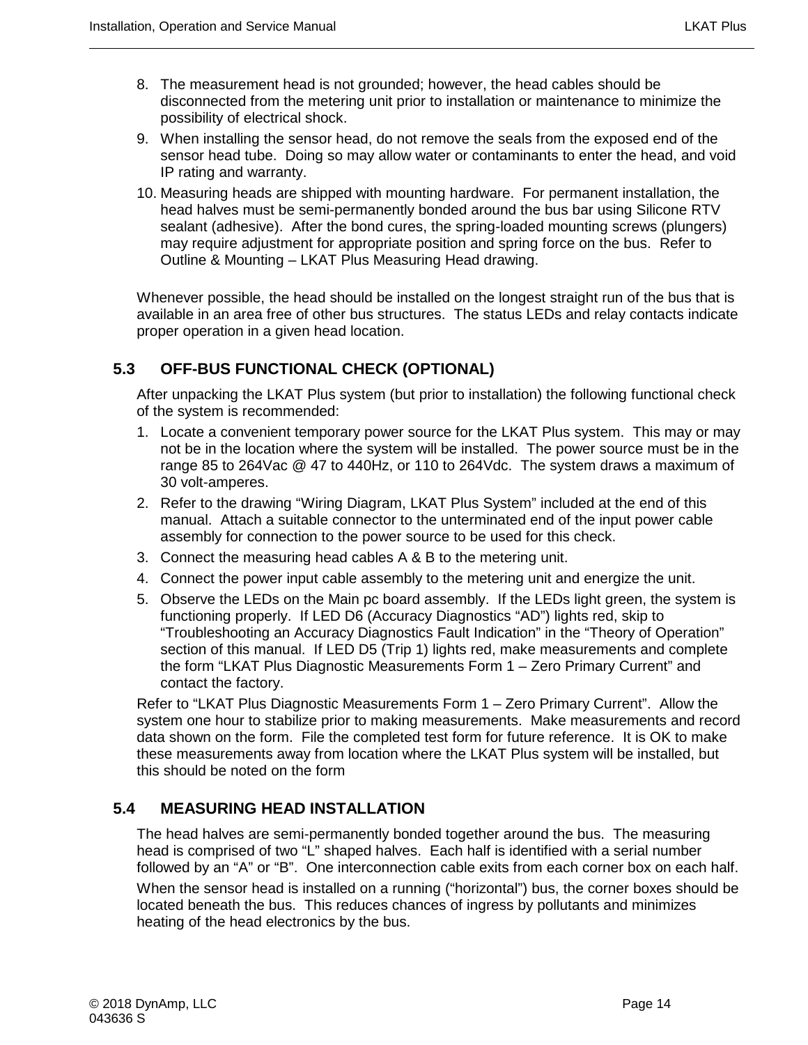8. The measurement head is not grounded; however, the head cables should be disconnected from the metering unit prior to installation or maintenance to minimize the possibility of electrical shock.
9. When installing the sensor head, do not remove the seals from the exposed end of the sensor head tube. Doing so may allow water or contaminants to enter the head, and void IP rating and warranty.
10. Measuring heads are shipped with mounting hardware. For permanent installation, the head halves must be semi-permanently bonded around the bus bar using Silicone RTV sealant (adhesive). After the bond cures, the spring-loaded mounting screws (plungers) may require adjustment for appropriate position and spring force on the bus. Refer to Outline & Mounting – LKAT Plus Measuring Head drawing.

Whenever possible, the head should be installed on the longest straight run of the bus that is available in an area free of other bus structures. The status LEDs and relay contacts indicate proper operation in a given head location.

## 5.3 OFF-BUS FUNCTIONAL CHECK (OPTIONAL)

After unpacking the LKAT Plus system (but prior to installation) the following functional check of the system is recommended:

1. Locate a convenient temporary power source for the LKAT Plus system. This may or may not be in the location where the system will be installed. The power source must be in the range 85 to 264Vac @ 47 to 440Hz, or 110 to 264Vdc. The system draws a maximum of 30 volt-amperes.
2. Refer to the drawing "Wiring Diagram, LKAT Plus System" included at the end of this manual. Attach a suitable connector to the unterminated end of the input power cable assembly for connection to the power source to be used for this check.
3. Connect the measuring head cables A & B to the metering unit.
4. Connect the power input cable assembly to the metering unit and energize the unit.
5. Observe the LEDs on the Main pc board assembly. If the LEDs light green, the system is functioning properly. If LED D6 (Accuracy Diagnostics "AD") lights red, skip to "Troubleshooting an Accuracy Diagnostics Fault Indication" in the "Theory of Operation" section of this manual. If LED D5 (Trip 1) lights red, make measurements and complete the form "LKAT Plus Diagnostic Measurements Form 1 – Zero Primary Current" and contact the factory.

Refer to "LKAT Plus Diagnostic Measurements Form 1 – Zero Primary Current". Allow the system one hour to stabilize prior to making measurements. Make measurements and record data shown on the form. File the completed test form for future reference. It is OK to make these measurements away from location where the LKAT Plus system will be installed, but this should be noted on the form

## 5.4 MEASURING HEAD INSTALLATION

The head halves are semi-permanently bonded together around the bus. The measuring head is comprised of two "L" shaped halves. Each half is identified with a serial number followed by an "A" or "B". One interconnection cable exits from each corner box on each half.

When the sensor head is installed on a running ("horizontal") bus, the corner boxes should be located beneath the bus. This reduces chances of ingress by pollutants and minimizes heating of the head electronics by the bus.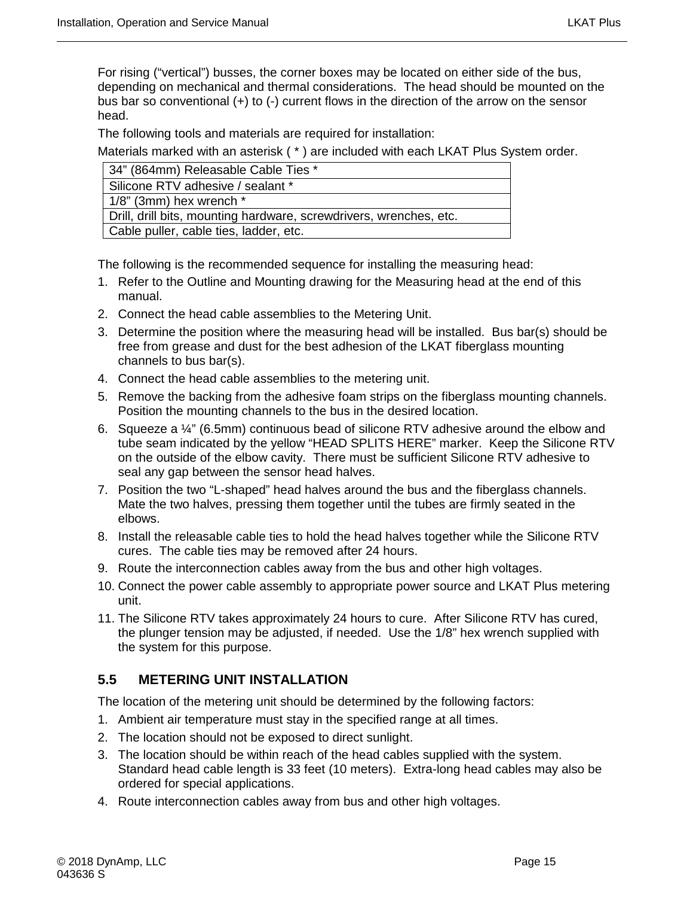For rising (“vertical”) busses, the corner boxes may be located on either side of the bus, depending on mechanical and thermal considerations. The head should be mounted on the bus bar so conventional (+) to (-) current flows in the direction of the arrow on the sensor head.

The following tools and materials are required for installation:

Materials marked with an asterisk ( * ) are included with each LKAT Plus System order.

| 34” (864mm) Releasable Cable Ties * |
|---|
| Silicone RTV adhesive / sealant * |
| 1/8” (3mm) hex wrench * |
| Drill, drill bits, mounting hardware, screwdrivers, wrenches, etc. |
| Cable puller, cable ties, ladder, etc. |

The following is the recommended sequence for installing the measuring head:

1. Refer to the Outline and Mounting drawing for the Measuring head at the end of this manual.
2. Connect the head cable assemblies to the Metering Unit.
3. Determine the position where the measuring head will be installed. Bus bar(s) should be free from grease and dust for the best adhesion of the LKAT fiberglass mounting channels to bus bar(s).
4. Connect the head cable assemblies to the metering unit.
5. Remove the backing from the adhesive foam strips on the fiberglass mounting channels. Position the mounting channels to the bus in the desired location.
6. Squeeze a ¼” (6.5mm) continuous bead of silicone RTV adhesive around the elbow and tube seam indicated by the yellow “HEAD SPLITS HERE” marker. Keep the Silicone RTV on the outside of the elbow cavity. There must be sufficient Silicone RTV adhesive to seal any gap between the sensor head halves.
7. Position the two “L-shaped” head halves around the bus and the fiberglass channels. Mate the two halves, pressing them together until the tubes are firmly seated in the elbows.
8. Install the releasable cable ties to hold the head halves together while the Silicone RTV cures. The cable ties may be removed after 24 hours.
9. Route the interconnection cables away from the bus and other high voltages.
10. Connect the power cable assembly to appropriate power source and LKAT Plus metering unit.
11. The Silicone RTV takes approximately 24 hours to cure. After Silicone RTV has cured, the plunger tension may be adjusted, if needed. Use the 1/8” hex wrench supplied with the system for this purpose.

## 5.5 METERING UNIT INSTALLATION

The location of the metering unit should be determined by the following factors:

1. Ambient air temperature must stay in the specified range at all times.
2. The location should not be exposed to direct sunlight.
3. The location should be within reach of the head cables supplied with the system. Standard head cable length is 33 feet (10 meters). Extra-long head cables may also be ordered for special applications.
4. Route interconnection cables away from bus and other high voltages.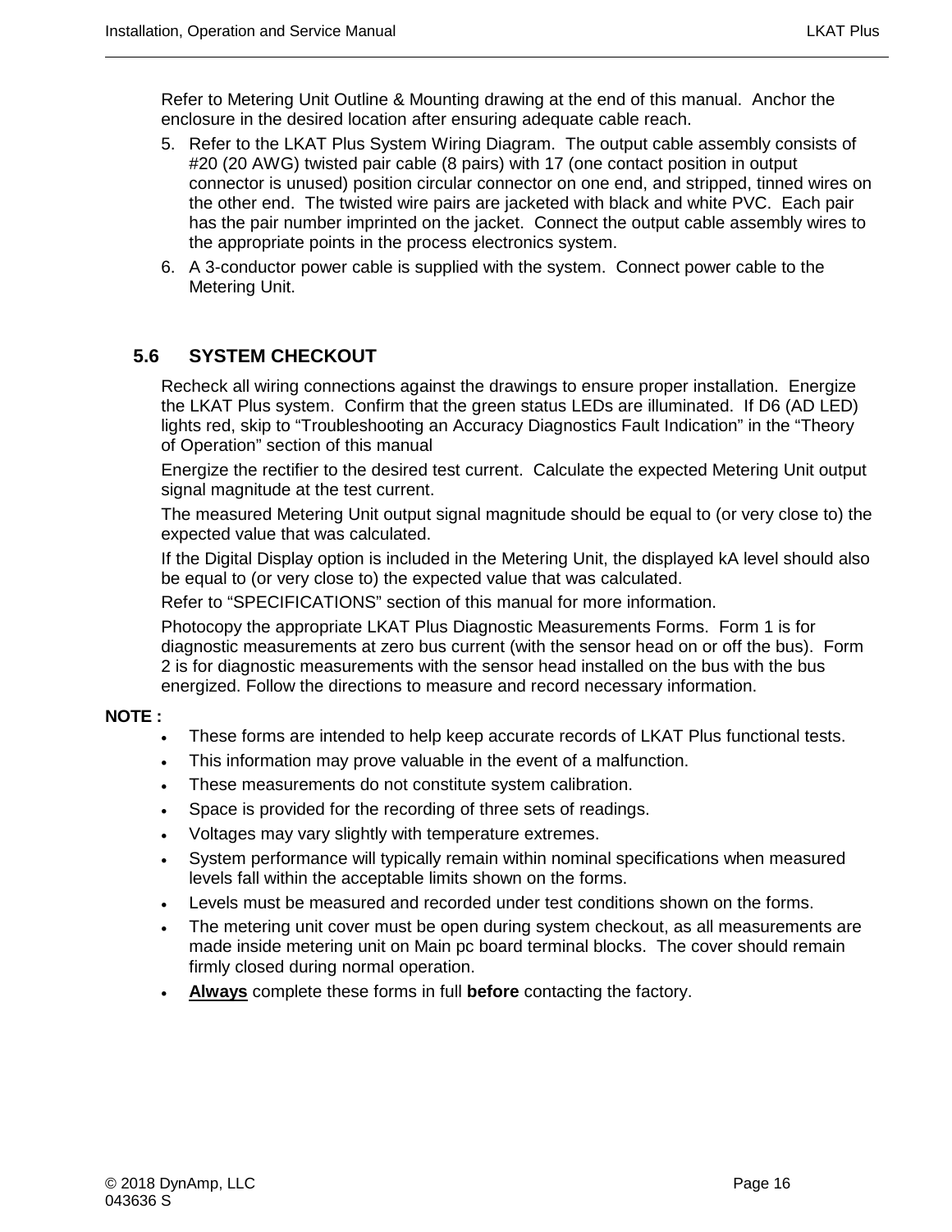Refer to Metering Unit Outline & Mounting drawing at the end of this manual. Anchor the enclosure in the desired location after ensuring adequate cable reach.

5. Refer to the LKAT Plus System Wiring Diagram. The output cable assembly consists of #20 (20 AWG) twisted pair cable (8 pairs) with 17 (one contact position in output connector is unused) position circular connector on one end, and stripped, tinned wires on the other end. The twisted wire pairs are jacketed with black and white PVC. Each pair has the pair number imprinted on the jacket. Connect the output cable assembly wires to the appropriate points in the process electronics system.
6. A 3-conductor power cable is supplied with the system. Connect power cable to the Metering Unit.

## 5.6 SYSTEM CHECKOUT

Recheck all wiring connections against the drawings to ensure proper installation. Energize the LKAT Plus system. Confirm that the green status LEDs are illuminated. If D6 (AD LED) lights red, skip to "Troubleshooting an Accuracy Diagnostics Fault Indication" in the "Theory of Operation" section of this manual

Energize the rectifier to the desired test current. Calculate the expected Metering Unit output signal magnitude at the test current.

The measured Metering Unit output signal magnitude should be equal to (or very close to) the expected value that was calculated.

If the Digital Display option is included in the Metering Unit, the displayed kA level should also be equal to (or very close to) the expected value that was calculated.

Refer to "SPECIFICATIONS" section of this manual for more information.

Photocopy the appropriate LKAT Plus Diagnostic Measurements Forms. Form 1 is for diagnostic measurements at zero bus current (with the sensor head on or off the bus). Form 2 is for diagnostic measurements with the sensor head installed on the bus with the bus energized. Follow the directions to measure and record necessary information.

**NOTE :**

- These forms are intended to help keep accurate records of LKAT Plus functional tests.
- This information may prove valuable in the event of a malfunction.
- These measurements do not constitute system calibration.
- Space is provided for the recording of three sets of readings.
- Voltages may vary slightly with temperature extremes.
- System performance will typically remain within nominal specifications when measured levels fall within the acceptable limits shown on the forms.
- Levels must be measured and recorded under test conditions shown on the forms.
- The metering unit cover must be open during system checkout, as all measurements are made inside metering unit on Main pc board terminal blocks. The cover should remain firmly closed during normal operation.
- **Always** complete these forms in full **before** contacting the factory.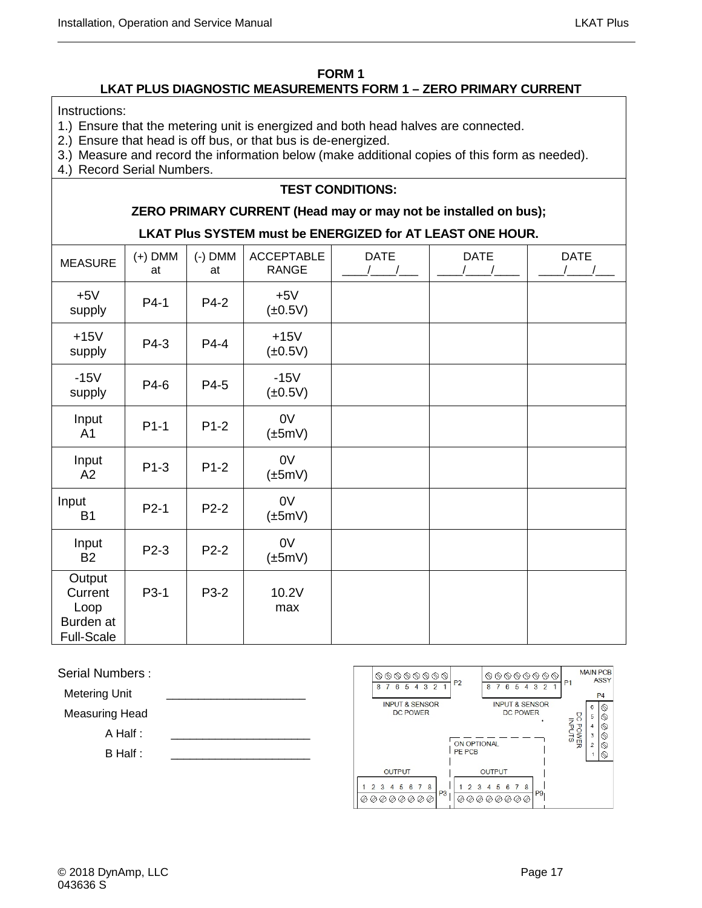**FORM 1**
**LKAT PLUS DIAGNOSTIC MEASUREMENTS FORM 1 – ZERO PRIMARY CURRENT**

Instructions:

1.) Ensure that the metering unit is energized and both head halves are connected.
2.) Ensure that head is off bus, or that bus is de-energized.
3.) Measure and record the information below (make additional copies of this form as needed).
4.) Record Serial Numbers.

**TEST CONDITIONS:**

**ZERO PRIMARY CURRENT (Head may or may not be installed on bus);**

**LKAT Plus SYSTEM must be ENERGIZED for AT LEAST ONE HOUR.**

| MEASURE | (+) DMM at | (-) DMM at | ACCEPTABLE RANGE | DATE ____/____/___ | DATE ____/____/____ | DATE ____/____/___ |
|---|---|---|---|---|---|---|
| +5V supply | P4-1 | P4-2 | +5V (±0.5V) | | | |
| +15V supply | P4-3 | P4-4 | +15V (±0.5V) | | | |
| -15V supply | P4-6 | P4-5 | -15V (±0.5V) | | | |
| Input A1 | P1-1 | P1-2 | 0V (±5mV) | | | |
| Input A2 | P1-3 | P1-2 | 0V (±5mV) | | | |
| Input B1 | P2-1 | P2-2 | 0V (±5mV) | | | |
| Input B2 | P2-3 | P2-2 | 0V (±5mV) | | | |
| Output Current Loop Burden at Full-Scale | P3-1 | P3-2 | 10.2V max | | | |

Serial Numbers :

Metering Unit ______________________

Measuring Head

A Half : ______________________

B Half : ______________________

MAIN PCB ASSY

P2: INPUT & SENSOR DC POWER (8 7 6 5 4 3 2 1)

P1: INPUT & SENSOR DC POWER (8 7 6 5 4 3 2 1)

P4: DC POWER INPUTS (6 5 4 3 2 1)

ON OPTIONAL PE PCB

P3: OUTPUT (1 2 3 4 5 6 7 8)

P9: OUTPUT (1 2 3 4 5 6 7 8)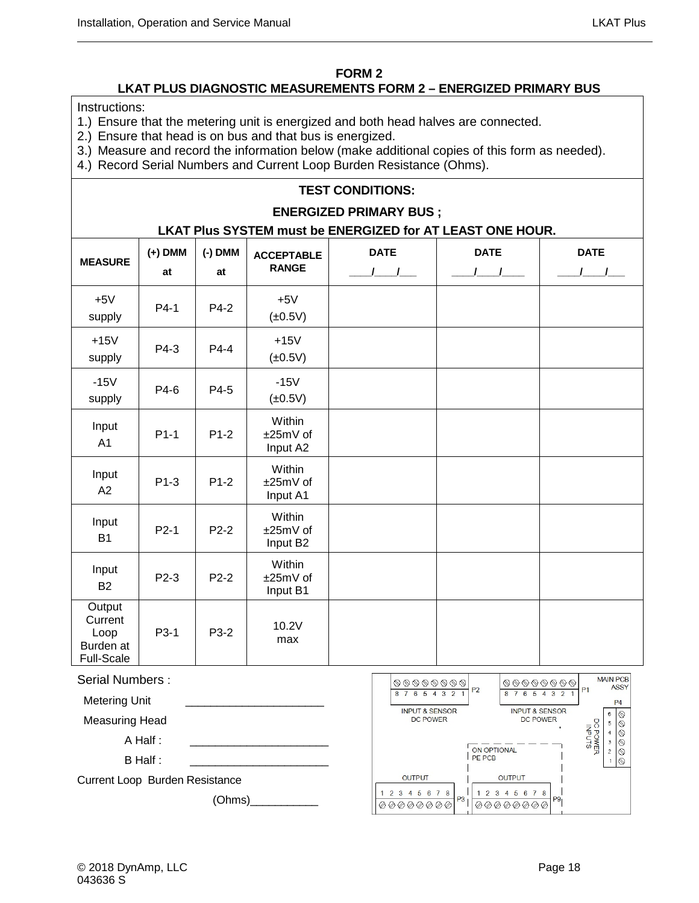## FORM 2

## LKAT PLUS DIAGNOSTIC MEASUREMENTS FORM 2 – ENERGIZED PRIMARY BUS

Instructions:

1.) Ensure that the metering unit is energized and both head halves are connected.
2.) Ensure that head is on bus and that bus is energized.
3.) Measure and record the information below (make additional copies of this form as needed).
4.) Record Serial Numbers and Current Loop Burden Resistance (Ohms).

**TEST CONDITIONS:**

**ENERGIZED PRIMARY BUS ;**

**LKAT Plus SYSTEM must be ENERGIZED for AT LEAST ONE HOUR.**

| MEASURE | (+) DMM at | (-) DMM at | ACCEPTABLE RANGE | DATE ____/____/___ | DATE ____/____/____ | DATE ____/____/___ |
|---|---|---|---|---|---|---|
| +5V supply | P4-1 | P4-2 | +5V (±0.5V) | | | |
| +15V supply | P4-3 | P4-4 | +15V (±0.5V) | | | |
| -15V supply | P4-6 | P4-5 | -15V (±0.5V) | | | |
| Input A1 | P1-1 | P1-2 | Within ±25mV of Input A2 | | | |
| Input A2 | P1-3 | P1-2 | Within ±25mV of Input A1 | | | |
| Input B1 | P2-1 | P2-2 | Within ±25mV of Input B2 | | | |
| Input B2 | P2-3 | P2-2 | Within ±25mV of Input B1 | | | |
| Output Current Loop Burden at Full-Scale | P3-1 | P3-2 | 10.2V max | | | |

Serial Numbers :

Metering Unit ______________________

Measuring Head

A Half : ______________________

B Half : ______________________

Current Loop Burden Resistance

(Ohms)___________

MAIN PCB ASSY

P2: 8 7 6 5 4 3 2 1 — INPUT & SENSOR DC POWER

P1: 8 7 6 5 4 3 2 1 — INPUT & SENSOR DC POWER

P4: 6 5 4 3 2 1 — DC POWER INPUTS

ON OPTIONAL PE PCB

P3: OUTPUT 1 2 3 4 5 6 7 8

P9: OUTPUT 1 2 3 4 5 6 7 8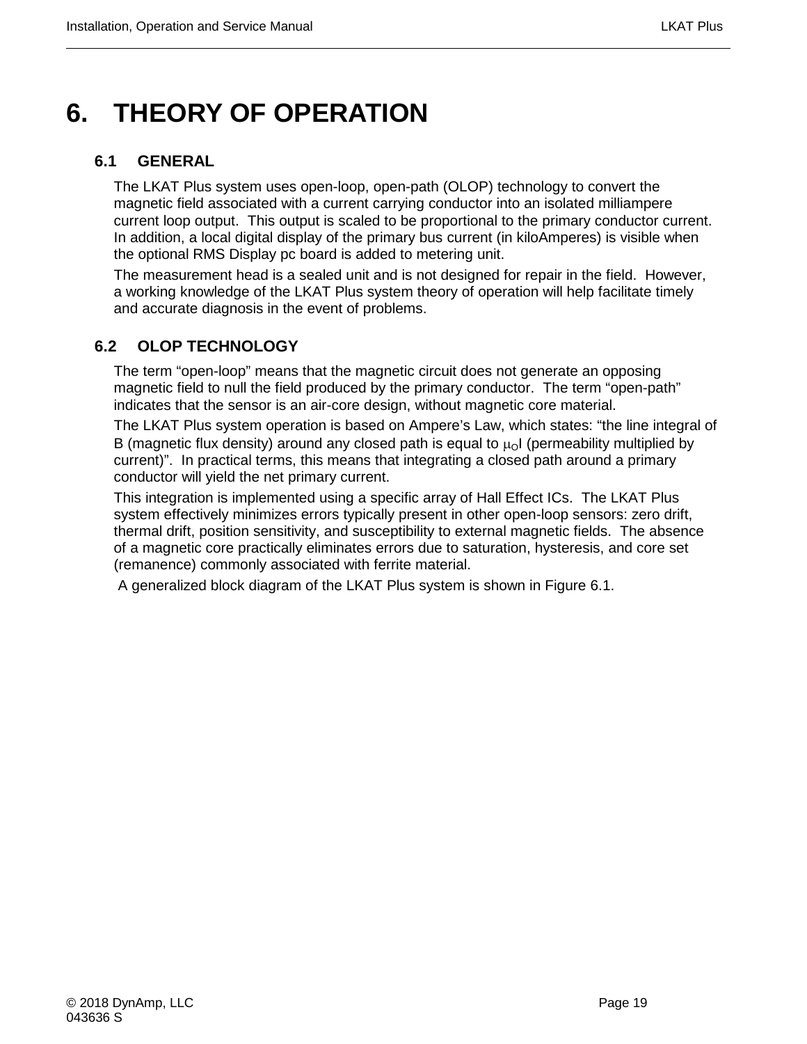# 6. THEORY OF OPERATION

## 6.1 GENERAL

The LKAT Plus system uses open-loop, open-path (OLOP) technology to convert the magnetic field associated with a current carrying conductor into an isolated milliampere current loop output. This output is scaled to be proportional to the primary conductor current. In addition, a local digital display of the primary bus current (in kiloAmperes) is visible when the optional RMS Display pc board is added to metering unit.

The measurement head is a sealed unit and is not designed for repair in the field. However, a working knowledge of the LKAT Plus system theory of operation will help facilitate timely and accurate diagnosis in the event of problems.

## 6.2 OLOP TECHNOLOGY

The term “open-loop” means that the magnetic circuit does not generate an opposing magnetic field to null the field produced by the primary conductor. The term “open-path” indicates that the sensor is an air-core design, without magnetic core material.

The LKAT Plus system operation is based on Ampere’s Law, which states: “the line integral of B (magnetic flux density) around any closed path is equal to $\mu_O I$ (permeability multiplied by current)”. In practical terms, this means that integrating a closed path around a primary conductor will yield the net primary current.

This integration is implemented using a specific array of Hall Effect ICs. The LKAT Plus system effectively minimizes errors typically present in other open-loop sensors: zero drift, thermal drift, position sensitivity, and susceptibility to external magnetic fields. The absence of a magnetic core practically eliminates errors due to saturation, hysteresis, and core set (remanence) commonly associated with ferrite material.

A generalized block diagram of the LKAT Plus system is shown in Figure 6.1.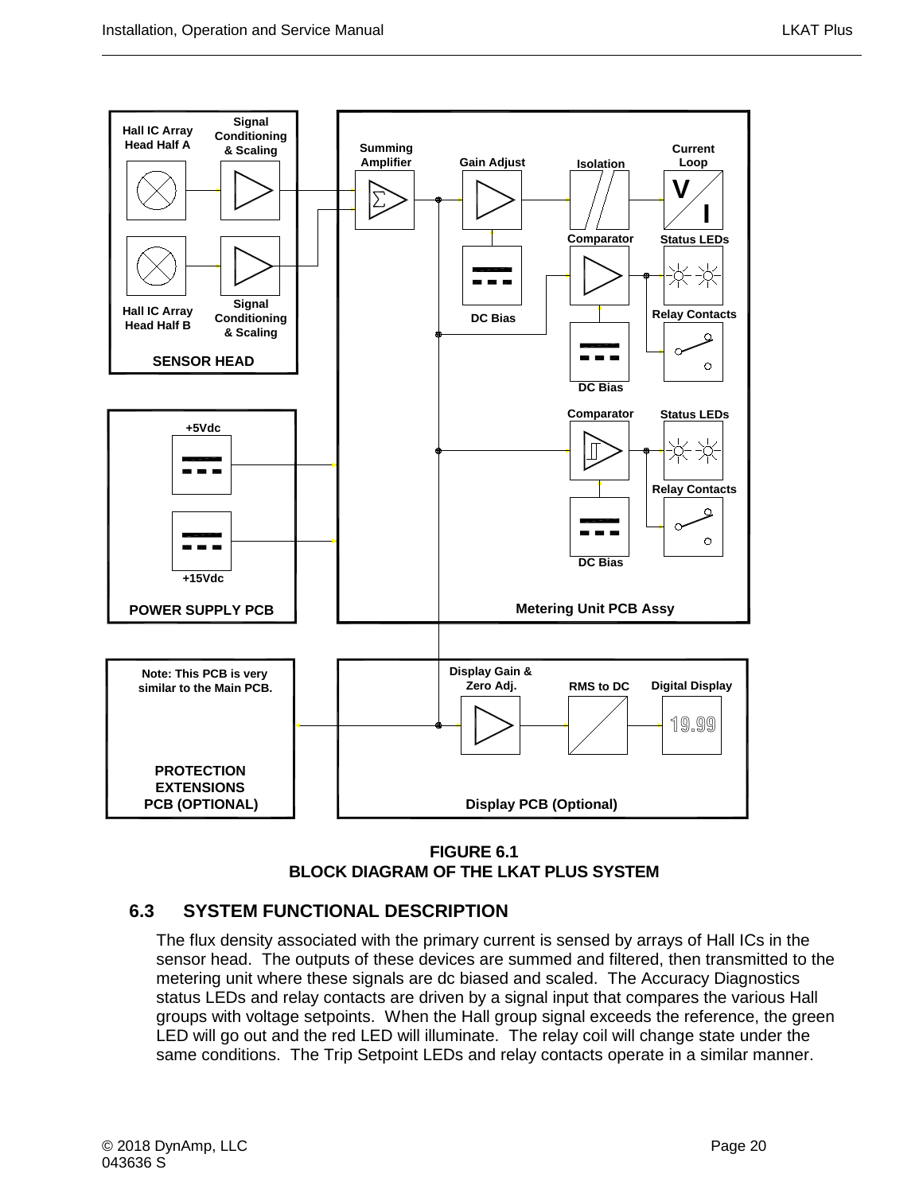FIGURE 6.1
BLOCK DIAGRAM OF THE LKAT PLUS SYSTEM

## 6.3 SYSTEM FUNCTIONAL DESCRIPTION

The flux density associated with the primary current is sensed by arrays of Hall ICs in the sensor head. The outputs of these devices are summed and filtered, then transmitted to the metering unit where these signals are dc biased and scaled. The Accuracy Diagnostics status LEDs and relay contacts are driven by a signal input that compares the various Hall groups with voltage setpoints. When the Hall group signal exceeds the reference, the green LED will go out and the red LED will illuminate. The relay coil will change state under the same conditions. The Trip Setpoint LEDs and relay contacts operate in a similar manner.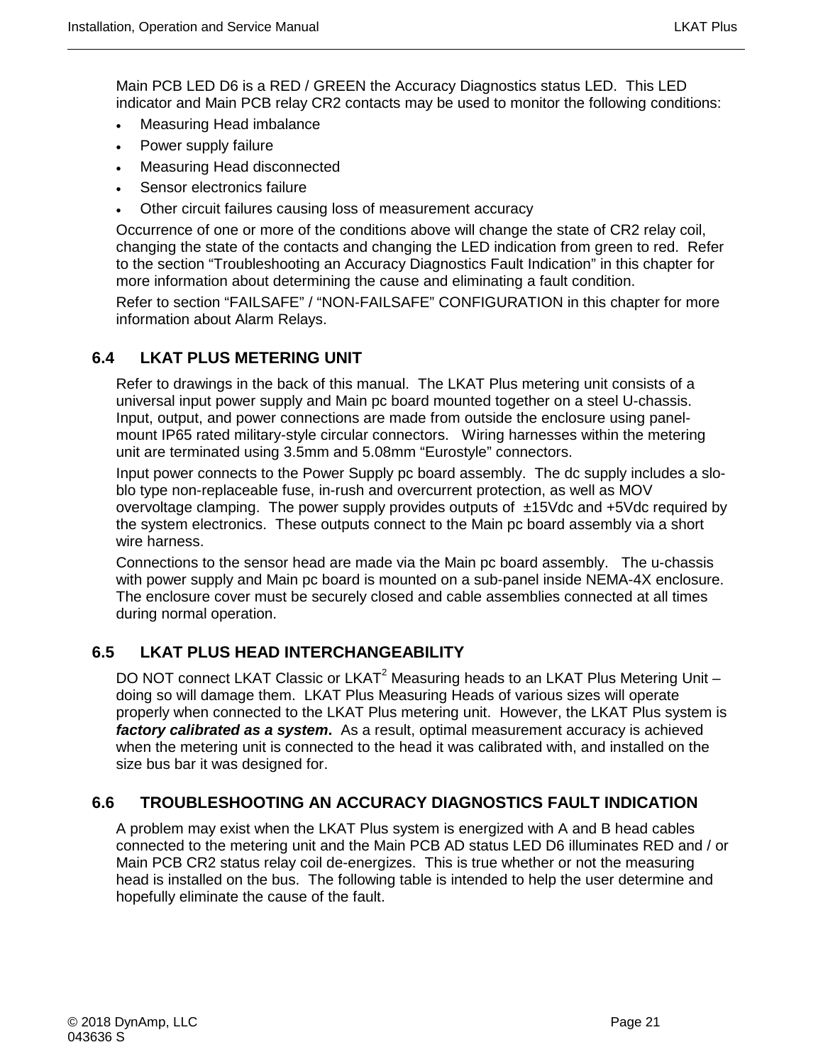Main PCB LED D6 is a RED / GREEN the Accuracy Diagnostics status LED. This LED indicator and Main PCB relay CR2 contacts may be used to monitor the following conditions:

- Measuring Head imbalance
- Power supply failure
- Measuring Head disconnected
- Sensor electronics failure
- Other circuit failures causing loss of measurement accuracy

Occurrence of one or more of the conditions above will change the state of CR2 relay coil, changing the state of the contacts and changing the LED indication from green to red. Refer to the section "Troubleshooting an Accuracy Diagnostics Fault Indication" in this chapter for more information about determining the cause and eliminating a fault condition.

Refer to section "FAILSAFE" / "NON-FAILSAFE" CONFIGURATION in this chapter for more information about Alarm Relays.

## 6.4 LKAT PLUS METERING UNIT

Refer to drawings in the back of this manual. The LKAT Plus metering unit consists of a universal input power supply and Main pc board mounted together on a steel U-chassis. Input, output, and power connections are made from outside the enclosure using panel-mount IP65 rated military-style circular connectors. Wiring harnesses within the metering unit are terminated using 3.5mm and 5.08mm "Eurostyle" connectors.

Input power connects to the Power Supply pc board assembly. The dc supply includes a slo-blo type non-replaceable fuse, in-rush and overcurrent protection, as well as MOV overvoltage clamping. The power supply provides outputs of ±15Vdc and +5Vdc required by the system electronics. These outputs connect to the Main pc board assembly via a short wire harness.

Connections to the sensor head are made via the Main pc board assembly. The u-chassis with power supply and Main pc board is mounted on a sub-panel inside NEMA-4X enclosure. The enclosure cover must be securely closed and cable assemblies connected at all times during normal operation.

## 6.5 LKAT PLUS HEAD INTERCHANGEABILITY

DO NOT connect LKAT Classic or LKAT$^2$ Measuring heads to an LKAT Plus Metering Unit – doing so will damage them. LKAT Plus Measuring Heads of various sizes will operate properly when connected to the LKAT Plus metering unit. However, the LKAT Plus system is ***factory calibrated as a system***. As a result, optimal measurement accuracy is achieved when the metering unit is connected to the head it was calibrated with, and installed on the size bus bar it was designed for.

## 6.6 TROUBLESHOOTING AN ACCURACY DIAGNOSTICS FAULT INDICATION

A problem may exist when the LKAT Plus system is energized with A and B head cables connected to the metering unit and the Main PCB AD status LED D6 illuminates RED and / or Main PCB CR2 status relay coil de-energizes. This is true whether or not the measuring head is installed on the bus. The following table is intended to help the user determine and hopefully eliminate the cause of the fault.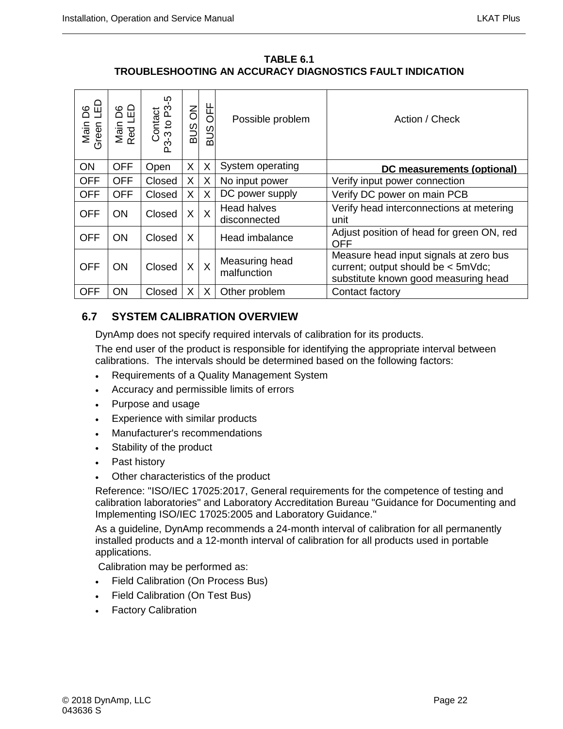**TABLE 6.1**
**TROUBLESHOOTING AN ACCURACY DIAGNOSTICS FAULT INDICATION**

| Main D6 Green LED | Main D6 Red LED | Contact P3-3 to P3-5 | BUS ON | BUS OFF | Possible problem | Action / Check |
|---|---|---|---|---|---|---|
| ON | OFF | Open | X | X | System operating | **DC measurements (optional)** |
| OFF | OFF | Closed | X | X | No input power | Verify input power connection |
| OFF | OFF | Closed | X | X | DC power supply | Verify DC power on main PCB |
| OFF | ON | Closed | X | X | Head halves disconnected | Verify head interconnections at metering unit |
| OFF | ON | Closed | X | | Head imbalance | Adjust position of head for green ON, red OFF |
| OFF | ON | Closed | X | X | Measuring head malfunction | Measure head input signals at zero bus current; output should be < 5mVdc; substitute known good measuring head |
| OFF | ON | Closed | X | X | Other problem | Contact factory |

## 6.7 SYSTEM CALIBRATION OVERVIEW

DynAmp does not specify required intervals of calibration for its products.

The end user of the product is responsible for identifying the appropriate interval between calibrations. The intervals should be determined based on the following factors:

- Requirements of a Quality Management System
- Accuracy and permissible limits of errors
- Purpose and usage
- Experience with similar products
- Manufacturer's recommendations
- Stability of the product
- Past history
- Other characteristics of the product

Reference: "ISO/IEC 17025:2017, General requirements for the competence of testing and calibration laboratories" and Laboratory Accreditation Bureau "Guidance for Documenting and Implementing ISO/IEC 17025:2005 and Laboratory Guidance."

As a guideline, DynAmp recommends a 24-month interval of calibration for all permanently installed products and a 12-month interval of calibration for all products used in portable applications.

Calibration may be performed as:

- Field Calibration (On Process Bus)
- Field Calibration (On Test Bus)
- Factory Calibration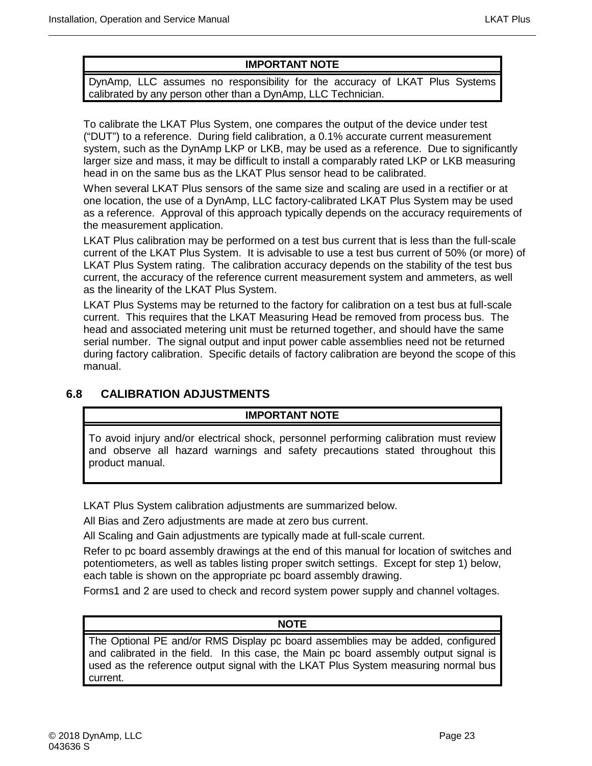| IMPORTANT NOTE |
|---|
| DynAmp, LLC assumes no responsibility for the accuracy of LKAT Plus Systems calibrated by any person other than a DynAmp, LLC Technician. |

To calibrate the LKAT Plus System, one compares the output of the device under test ("DUT") to a reference. During field calibration, a 0.1% accurate current measurement system, such as the DynAmp LKP or LKB, may be used as a reference. Due to significantly larger size and mass, it may be difficult to install a comparably rated LKP or LKB measuring head in on the same bus as the LKAT Plus sensor head to be calibrated.

When several LKAT Plus sensors of the same size and scaling are used in a rectifier or at one location, the use of a DynAmp, LLC factory-calibrated LKAT Plus System may be used as a reference. Approval of this approach typically depends on the accuracy requirements of the measurement application.

LKAT Plus calibration may be performed on a test bus current that is less than the full-scale current of the LKAT Plus System. It is advisable to use a test bus current of 50% (or more) of LKAT Plus System rating. The calibration accuracy depends on the stability of the test bus current, the accuracy of the reference current measurement system and ammeters, as well as the linearity of the LKAT Plus System.

LKAT Plus Systems may be returned to the factory for calibration on a test bus at full-scale current. This requires that the LKAT Measuring Head be removed from process bus. The head and associated metering unit must be returned together, and should have the same serial number. The signal output and input power cable assemblies need not be returned during factory calibration. Specific details of factory calibration are beyond the scope of this manual.

## 6.8 CALIBRATION ADJUSTMENTS

| IMPORTANT NOTE |
|---|
| To avoid injury and/or electrical shock, personnel performing calibration must review and observe all hazard warnings and safety precautions stated throughout this product manual. |

LKAT Plus System calibration adjustments are summarized below.

All Bias and Zero adjustments are made at zero bus current.

All Scaling and Gain adjustments are typically made at full-scale current.

Refer to pc board assembly drawings at the end of this manual for location of switches and potentiometers, as well as tables listing proper switch settings. Except for step 1) below, each table is shown on the appropriate pc board assembly drawing.

Forms1 and 2 are used to check and record system power supply and channel voltages.

| NOTE |
|---|
| The Optional PE and/or RMS Display pc board assemblies may be added, configured and calibrated in the field. In this case, the Main pc board assembly output signal is used as the reference output signal with the LKAT Plus System measuring normal bus current. |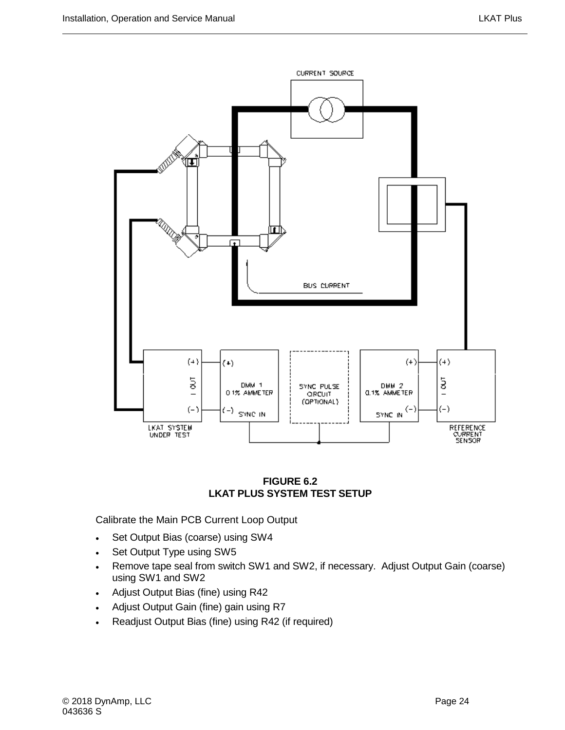**FIGURE 6.2**
**LKAT PLUS SYSTEM TEST SETUP**

Calibrate the Main PCB Current Loop Output

- Set Output Bias (coarse) using SW4
- Set Output Type using SW5
- Remove tape seal from switch SW1 and SW2, if necessary.  Adjust Output Gain (coarse) using SW1 and SW2
- Adjust Output Bias (fine) using R42
- Adjust Output Gain (fine) gain using R7
- Readjust Output Bias (fine) using R42 (if required)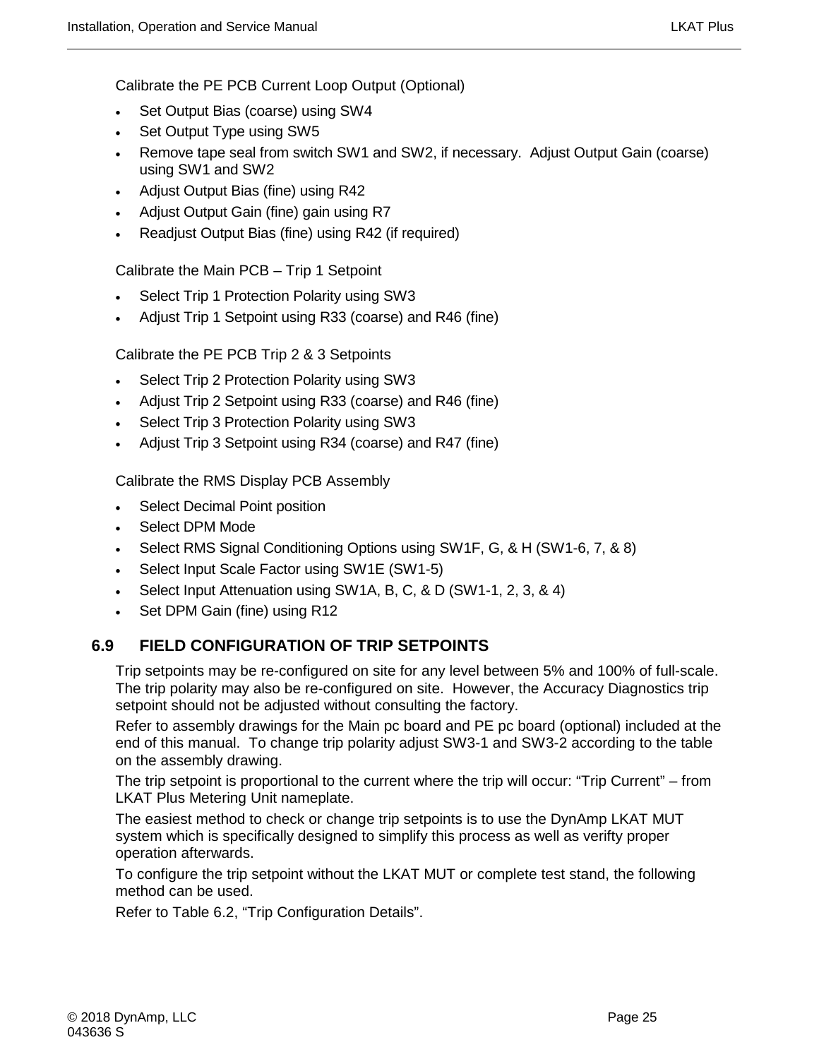Calibrate the PE PCB Current Loop Output (Optional)

- Set Output Bias (coarse) using SW4
- Set Output Type using SW5
- Remove tape seal from switch SW1 and SW2, if necessary.  Adjust Output Gain (coarse) using SW1 and SW2
- Adjust Output Bias (fine) using R42
- Adjust Output Gain (fine) gain using R7
- Readjust Output Bias (fine) using R42 (if required)

Calibrate the Main PCB – Trip 1 Setpoint

- Select Trip 1 Protection Polarity using SW3
- Adjust Trip 1 Setpoint using R33 (coarse) and R46 (fine)

Calibrate the PE PCB Trip 2 & 3 Setpoints

- Select Trip 2 Protection Polarity using SW3
- Adjust Trip 2 Setpoint using R33 (coarse) and R46 (fine)
- Select Trip 3 Protection Polarity using SW3
- Adjust Trip 3 Setpoint using R34 (coarse) and R47 (fine)

Calibrate the RMS Display PCB Assembly

- Select Decimal Point position
- Select DPM Mode
- Select RMS Signal Conditioning Options using SW1F, G, & H (SW1-6, 7, & 8)
- Select Input Scale Factor using SW1E (SW1-5)
- Select Input Attenuation using SW1A, B, C, & D (SW1-1, 2, 3, & 4)
- Set DPM Gain (fine) using R12

## 6.9 FIELD CONFIGURATION OF TRIP SETPOINTS

Trip setpoints may be re-configured on site for any level between 5% and 100% of full-scale. The trip polarity may also be re-configured on site.  However, the Accuracy Diagnostics trip setpoint should not be adjusted without consulting the factory.

Refer to assembly drawings for the Main pc board and PE pc board (optional) included at the end of this manual.  To change trip polarity adjust SW3-1 and SW3-2 according to the table on the assembly drawing.

The trip setpoint is proportional to the current where the trip will occur: “Trip Current” – from LKAT Plus Metering Unit nameplate.

The easiest method to check or change trip setpoints is to use the DynAmp LKAT MUT system which is specifically designed to simplify this process as well as verifty proper operation afterwards.

To configure the trip setpoint without the LKAT MUT or complete test stand, the following method can be used.

Refer to Table 6.2, “Trip Configuration Details”.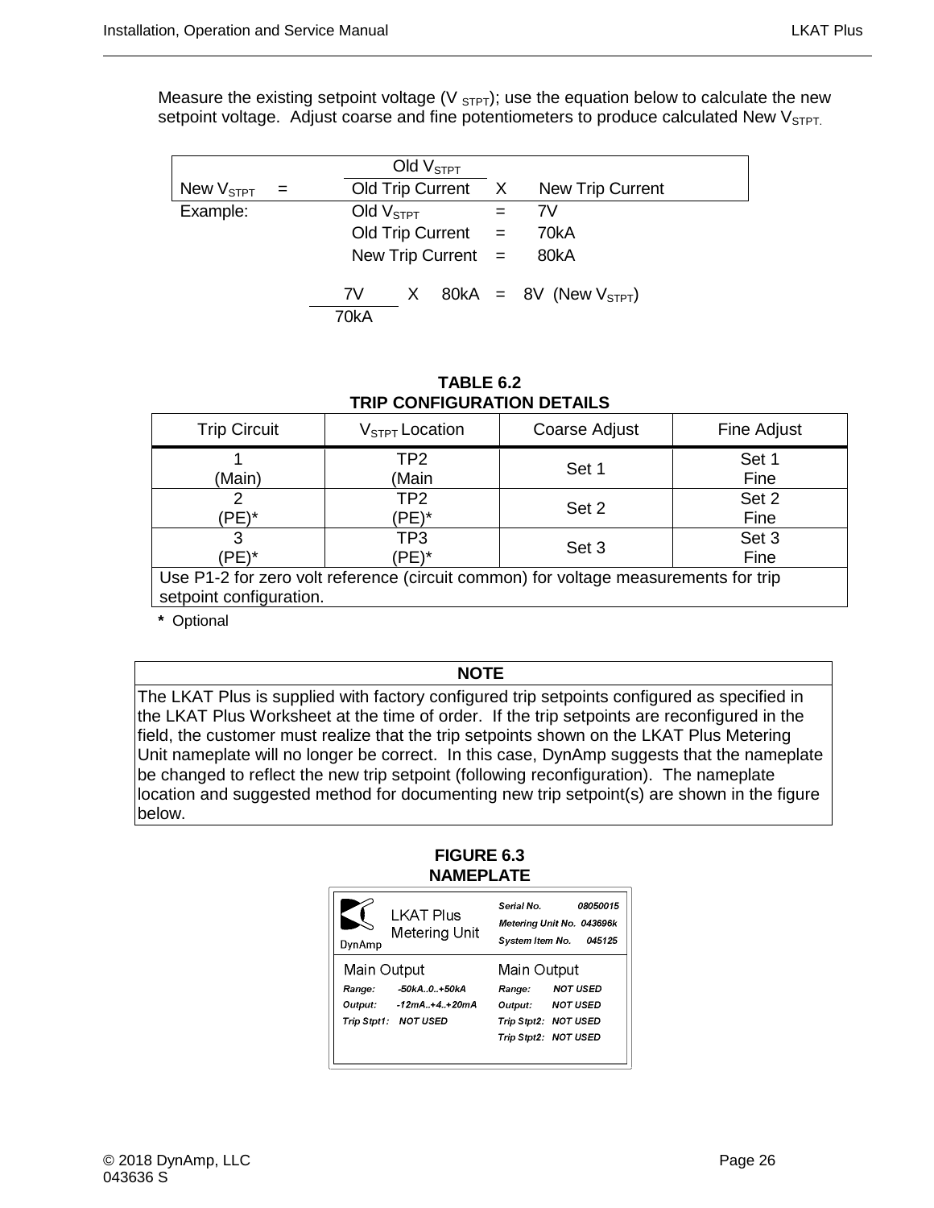Measure the existing setpoint voltage ($V_{STPT}$); use the equation below to calculate the new setpoint voltage. Adjust coarse and fine potentiometers to produce calculated New $V_{STPT}$.

$$\text{New } V_{STPT} = \frac{\text{Old } V_{STPT}}{\text{Old Trip Current}} \times \text{New Trip Current}$$

Example:

Old $V_{STPT}$ = 7V

Old Trip Current = 70kA

New Trip Current = 80kA

$$\frac{7V}{70kA} \times 80kA = 8V \text{ (New } V_{STPT})$$

**TABLE 6.2**
**TRIP CONFIGURATION DETAILS**

| Trip Circuit | $V_{STPT}$ Location | Coarse Adjust | Fine Adjust |
|---|---|---|---|
| 1 (Main) | TP2 (Main | Set 1 | Set 1 Fine |
| 2 (PE)* | TP2 (PE)* | Set 2 | Set 2 Fine |
| 3 (PE)* | TP3 (PE)* | Set 3 | Set 3 Fine |
| Use P1-2 for zero volt reference (circuit common) for voltage measurements for trip setpoint configuration. | | | |

**\*** Optional

| NOTE |
|---|
| The LKAT Plus is supplied with factory configured trip setpoints configured as specified in the LKAT Plus Worksheet at the time of order. If the trip setpoints are reconfigured in the field, the customer must realize that the trip setpoints shown on the LKAT Plus Metering Unit nameplate will no longer be correct. In this case, DynAmp suggests that the nameplate be changed to reflect the new trip setpoint (following reconfiguration). The nameplate location and suggested method for documenting new trip setpoint(s) are shown in the figure below. |

**FIGURE 6.3**
**NAMEPLATE**

DynAmp — LKAT Plus Metering Unit

| | |
|---|---|
| Serial No. | 08050015 |
| Metering Unit No. | 043696k |
| System Item No. | 045125 |

| Main Output | | Main Output | |
|---|---|---|---|
| Range: | -50kA..0..+50kA | Range: | NOT USED |
| Output: | -12mA..+4..+20mA | Output: | NOT USED |
| Trip Stpt1: | NOT USED | Trip Stpt2: | NOT USED |
| | | Trip Stpt2: | NOT USED |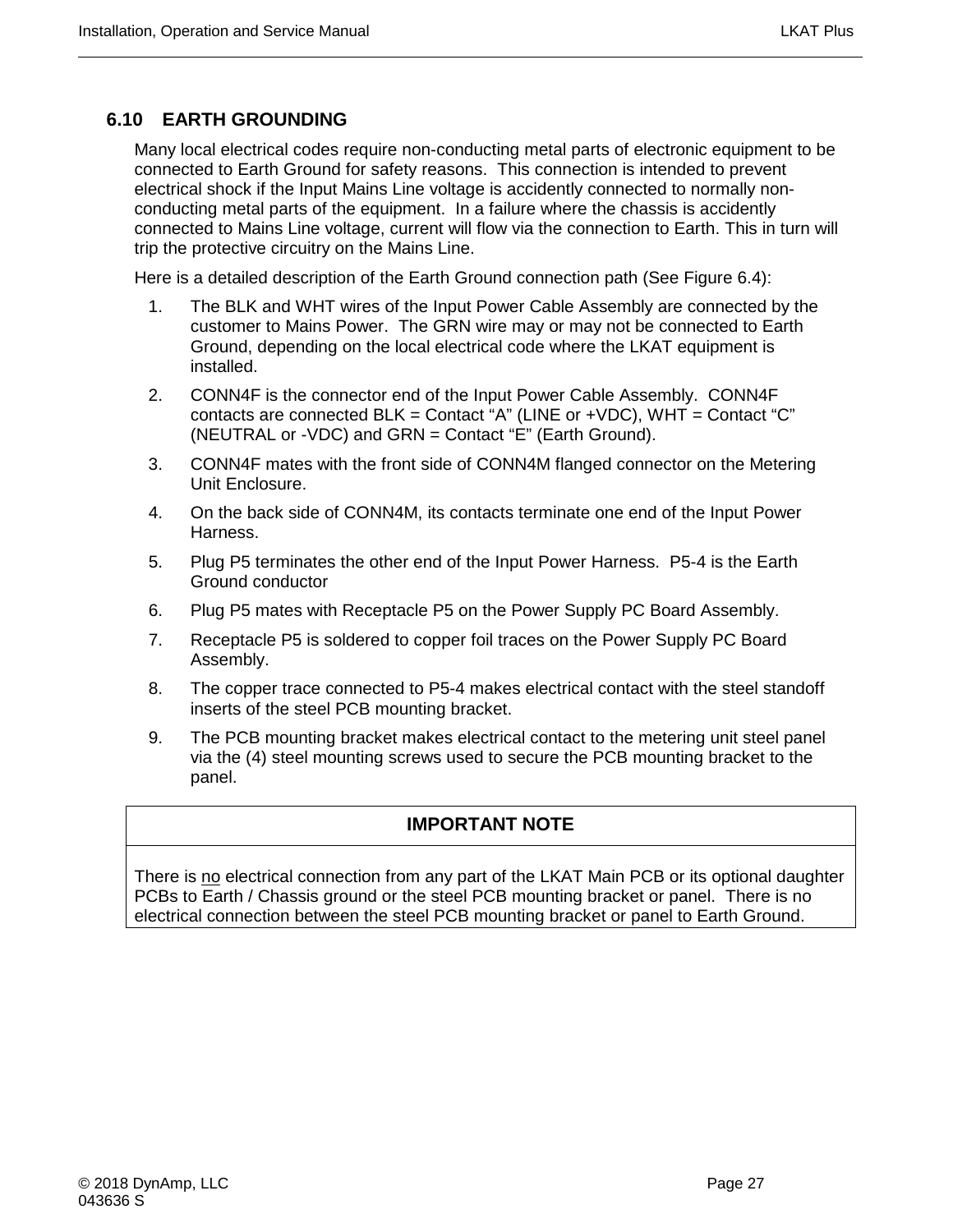## 6.10 EARTH GROUNDING

Many local electrical codes require non-conducting metal parts of electronic equipment to be connected to Earth Ground for safety reasons. This connection is intended to prevent electrical shock if the Input Mains Line voltage is accidently connected to normally non-conducting metal parts of the equipment. In a failure where the chassis is accidently connected to Mains Line voltage, current will flow via the connection to Earth. This in turn will trip the protective circuitry on the Mains Line.

Here is a detailed description of the Earth Ground connection path (See Figure 6.4):

1. The BLK and WHT wires of the Input Power Cable Assembly are connected by the customer to Mains Power. The GRN wire may or may not be connected to Earth Ground, depending on the local electrical code where the LKAT equipment is installed.
2. CONN4F is the connector end of the Input Power Cable Assembly. CONN4F contacts are connected BLK = Contact "A" (LINE or +VDC), WHT = Contact "C" (NEUTRAL or -VDC) and GRN = Contact "E" (Earth Ground).
3. CONN4F mates with the front side of CONN4M flanged connector on the Metering Unit Enclosure.
4. On the back side of CONN4M, its contacts terminate one end of the Input Power Harness.
5. Plug P5 terminates the other end of the Input Power Harness. P5-4 is the Earth Ground conductor
6. Plug P5 mates with Receptacle P5 on the Power Supply PC Board Assembly.
7. Receptacle P5 is soldered to copper foil traces on the Power Supply PC Board Assembly.
8. The copper trace connected to P5-4 makes electrical contact with the steel standoff inserts of the steel PCB mounting bracket.
9. The PCB mounting bracket makes electrical contact to the metering unit steel panel via the (4) steel mounting screws used to secure the PCB mounting bracket to the panel.

| **IMPORTANT NOTE** |
|---|
| There is no electrical connection from any part of the LKAT Main PCB or its optional daughter PCBs to Earth / Chassis ground or the steel PCB mounting bracket or panel. There is no electrical connection between the steel PCB mounting bracket or panel to Earth Ground. |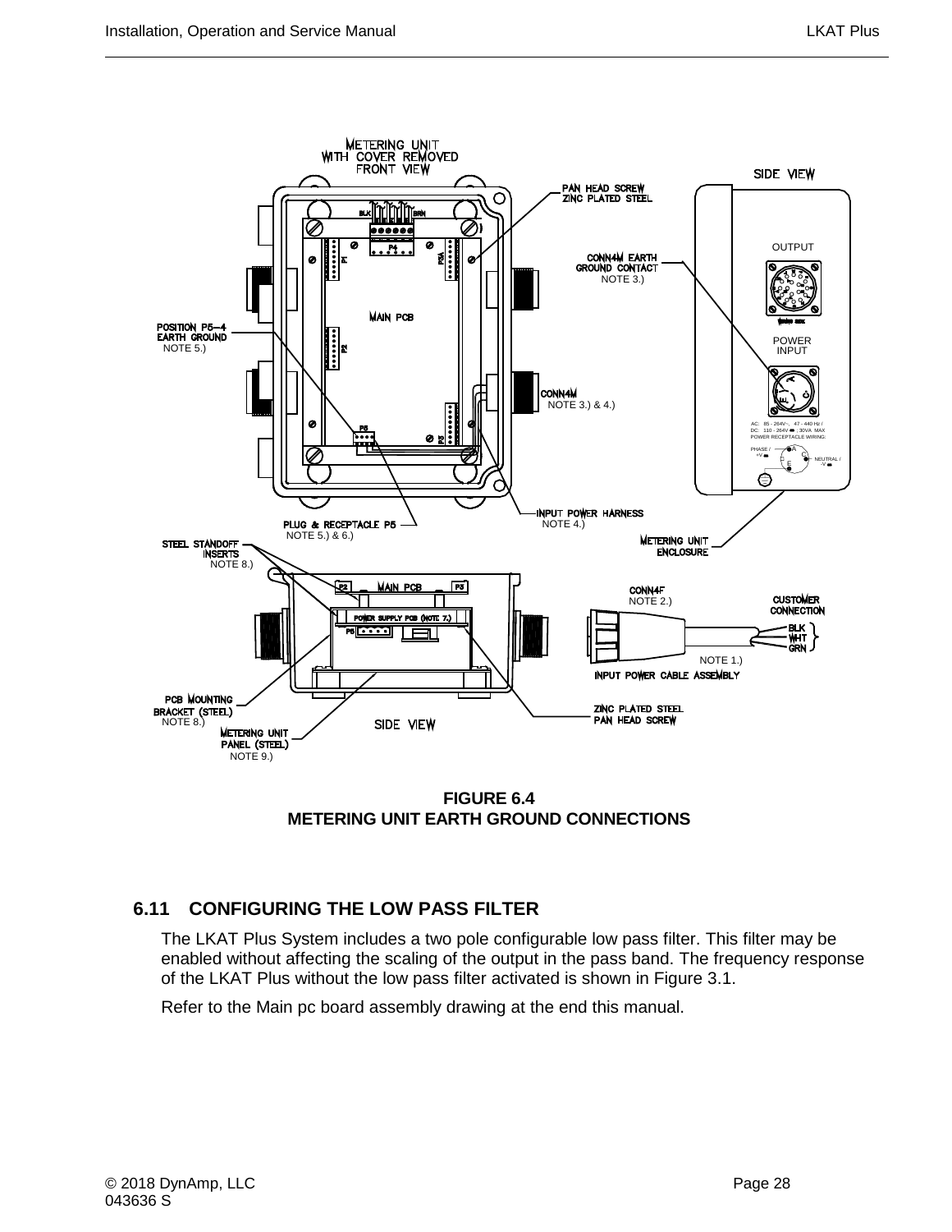**FIGURE 6.4**
**METERING UNIT EARTH GROUND CONNECTIONS**

## 6.11 CONFIGURING THE LOW PASS FILTER

The LKAT Plus System includes a two pole configurable low pass filter. This filter may be enabled without affecting the scaling of the output in the pass band. The frequency response of the LKAT Plus without the low pass filter activated is shown in Figure 3.1.

Refer to the Main pc board assembly drawing at the end this manual.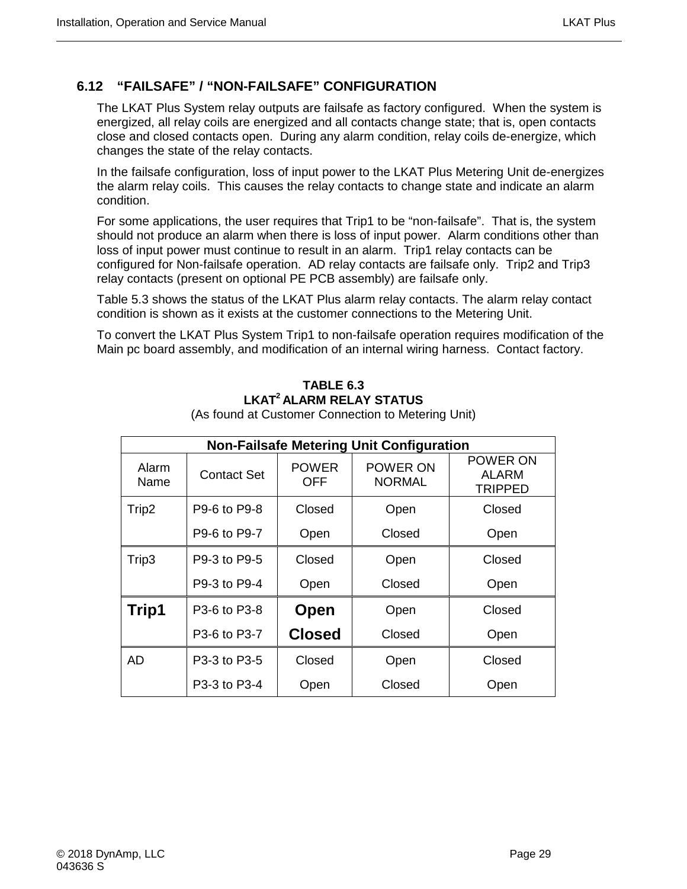## 6.12 "FAILSAFE" / "NON-FAILSAFE" CONFIGURATION

The LKAT Plus System relay outputs are failsafe as factory configured. When the system is energized, all relay coils are energized and all contacts change state; that is, open contacts close and closed contacts open. During any alarm condition, relay coils de-energize, which changes the state of the relay contacts.

In the failsafe configuration, loss of input power to the LKAT Plus Metering Unit de-energizes the alarm relay coils. This causes the relay contacts to change state and indicate an alarm condition.

For some applications, the user requires that Trip1 to be "non-failsafe". That is, the system should not produce an alarm when there is loss of input power. Alarm conditions other than loss of input power must continue to result in an alarm. Trip1 relay contacts can be configured for Non-failsafe operation. AD relay contacts are failsafe only. Trip2 and Trip3 relay contacts (present on optional PE PCB assembly) are failsafe only.

Table 5.3 shows the status of the LKAT Plus alarm relay contacts. The alarm relay contact condition is shown as it exists at the customer connections to the Metering Unit.

To convert the LKAT Plus System Trip1 to non-failsafe operation requires modification of the Main pc board assembly, and modification of an internal wiring harness. Contact factory.

**TABLE 6.3**
**LKAT[2] ALARM RELAY STATUS**
(As found at Customer Connection to Metering Unit)

| Non-Failsafe Metering Unit Configuration | | | | |
|---|---|---|---|---|
| Alarm Name | Contact Set | POWER OFF | POWER ON NORMAL | POWER ON ALARM TRIPPED |
| Trip2 | P9-6 to P9-8 | Closed | Open | Closed |
| | P9-6 to P9-7 | Open | Closed | Open |
| Trip3 | P9-3 to P9-5 | Closed | Open | Closed |
| | P9-3 to P9-4 | Open | Closed | Open |
| **Trip1** | P3-6 to P3-8 | **Open** | Open | Closed |
| | P3-6 to P3-7 | **Closed** | Closed | Open |
| AD | P3-3 to P3-5 | Closed | Open | Closed |
| | P3-3 to P3-4 | Open | Closed | Open |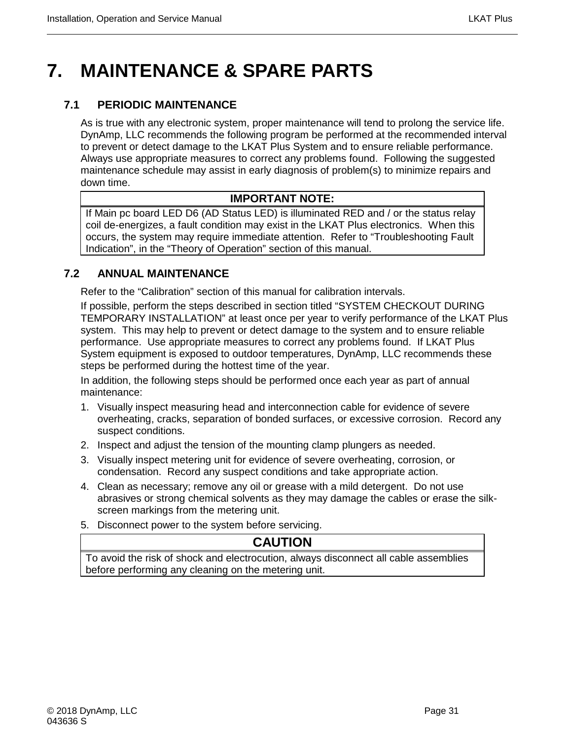# 7. MAINTENANCE & SPARE PARTS

## 7.1 PERIODIC MAINTENANCE

As is true with any electronic system, proper maintenance will tend to prolong the service life. DynAmp, LLC recommends the following program be performed at the recommended interval to prevent or detect damage to the LKAT Plus System and to ensure reliable performance. Always use appropriate measures to correct any problems found. Following the suggested maintenance schedule may assist in early diagnosis of problem(s) to minimize repairs and down time.

| IMPORTANT NOTE: |
| --- |
| If Main pc board LED D6 (AD Status LED) is illuminated RED and / or the status relay coil de-energizes, a fault condition may exist in the LKAT Plus electronics. When this occurs, the system may require immediate attention. Refer to "Troubleshooting Fault Indication", in the "Theory of Operation" section of this manual. |

## 7.2 ANNUAL MAINTENANCE

Refer to the "Calibration" section of this manual for calibration intervals.

If possible, perform the steps described in section titled "SYSTEM CHECKOUT DURING TEMPORARY INSTALLATION" at least once per year to verify performance of the LKAT Plus system. This may help to prevent or detect damage to the system and to ensure reliable performance. Use appropriate measures to correct any problems found. If LKAT Plus System equipment is exposed to outdoor temperatures, DynAmp, LLC recommends these steps be performed during the hottest time of the year.

In addition, the following steps should be performed once each year as part of annual maintenance:

1. Visually inspect measuring head and interconnection cable for evidence of severe overheating, cracks, separation of bonded surfaces, or excessive corrosion. Record any suspect conditions.
2. Inspect and adjust the tension of the mounting clamp plungers as needed.
3. Visually inspect metering unit for evidence of severe overheating, corrosion, or condensation. Record any suspect conditions and take appropriate action.
4. Clean as necessary; remove any oil or grease with a mild detergent. Do not use abrasives or strong chemical solvents as they may damage the cables or erase the silk-screen markings from the metering unit.
5. Disconnect power to the system before servicing.

| CAUTION |
| --- |
| To avoid the risk of shock and electrocution, always disconnect all cable assemblies before performing any cleaning on the metering unit. |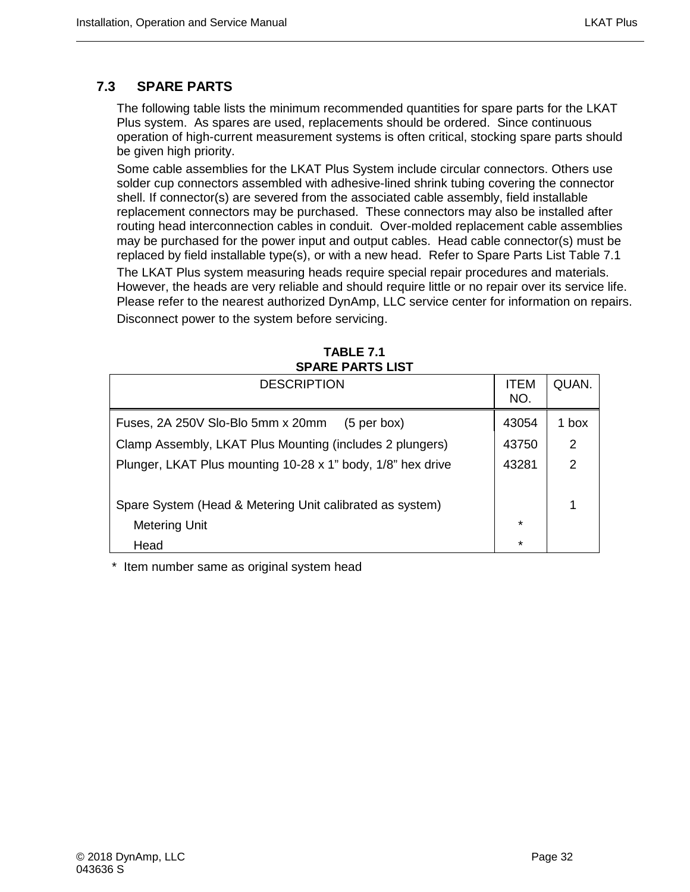## 7.3 SPARE PARTS

The following table lists the minimum recommended quantities for spare parts for the LKAT Plus system. As spares are used, replacements should be ordered. Since continuous operation of high-current measurement systems is often critical, stocking spare parts should be given high priority.

Some cable assemblies for the LKAT Plus System include circular connectors. Others use solder cup connectors assembled with adhesive-lined shrink tubing covering the connector shell. If connector(s) are severed from the associated cable assembly, field installable replacement connectors may be purchased. These connectors may also be installed after routing head interconnection cables in conduit. Over-molded replacement cable assemblies may be purchased for the power input and output cables. Head cable connector(s) must be replaced by field installable type(s), or with a new head. Refer to Spare Parts List Table 7.1

The LKAT Plus system measuring heads require special repair procedures and materials. However, the heads are very reliable and should require little or no repair over its service life. Please refer to the nearest authorized DynAmp, LLC service center for information on repairs.

Disconnect power to the system before servicing.

**TABLE 7.1**
**SPARE PARTS LIST**

| DESCRIPTION | ITEM NO. | QUAN. |
|---|---|---|
| Fuses, 2A 250V Slo-Blo 5mm x 20mm (5 per box) | 43054 | 1 box |
| Clamp Assembly, LKAT Plus Mounting (includes 2 plungers) | 43750 | 2 |
| Plunger, LKAT Plus mounting 10-28 x 1" body, 1/8" hex drive | 43281 | 2 |
| | | |
| Spare System (Head & Metering Unit calibrated as system) | | 1 |
| Metering Unit | * | |
| Head | * | |

\* Item number same as original system head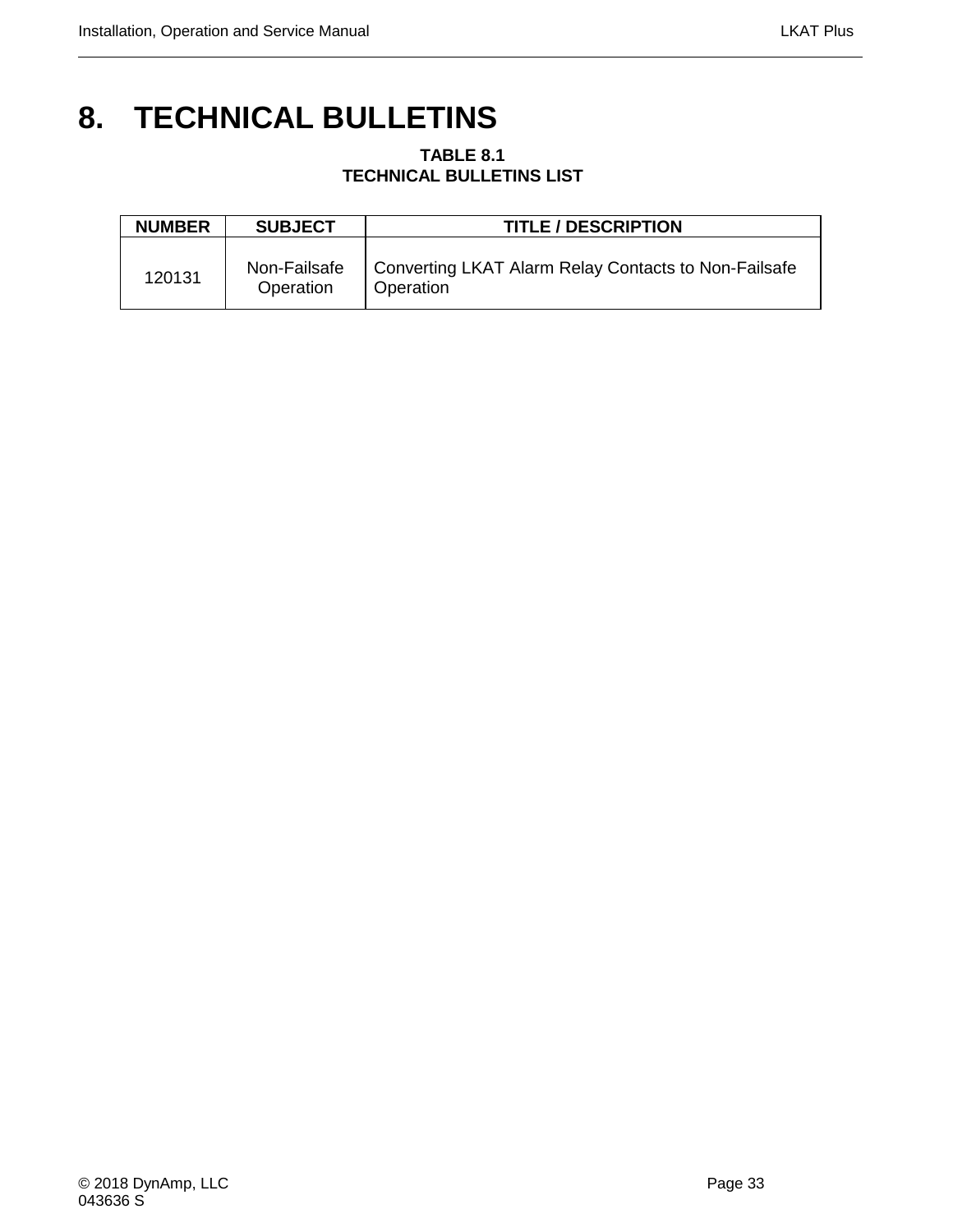# 8. TECHNICAL BULLETINS

**TABLE 8.1**
**TECHNICAL BULLETINS LIST**

| NUMBER | SUBJECT | TITLE / DESCRIPTION |
|---|---|---|
| 120131 | Non-Failsafe Operation | Converting LKAT Alarm Relay Contacts to Non-Failsafe Operation |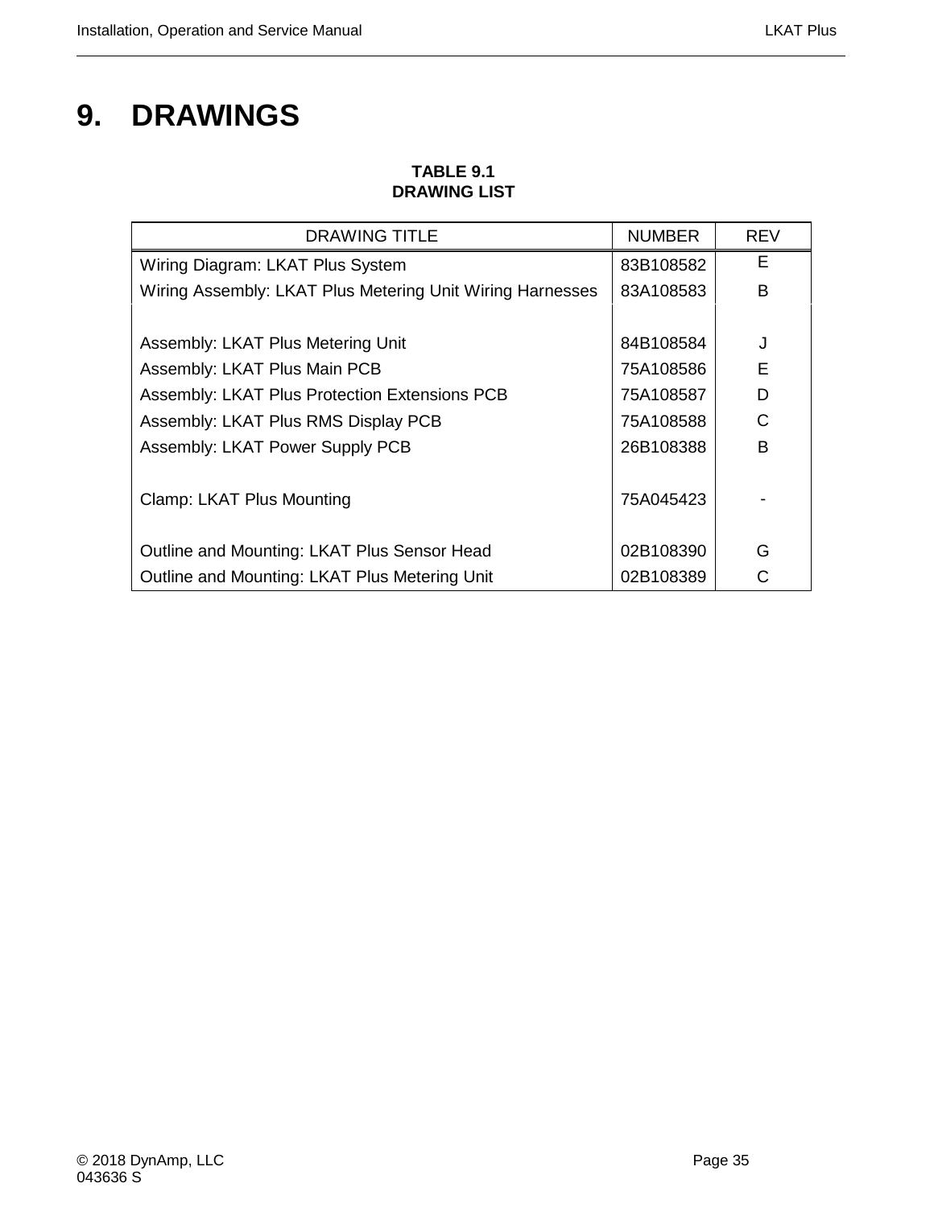# 9. DRAWINGS

**TABLE 9.1**
**DRAWING LIST**

| DRAWING TITLE | NUMBER | REV |
|---|---|---|
| Wiring Diagram: LKAT Plus System | 83B108582 | E |
| Wiring Assembly: LKAT Plus Metering Unit Wiring Harnesses | 83A108583 | B |
| | | |
| Assembly: LKAT Plus Metering Unit | 84B108584 | J |
| Assembly: LKAT Plus Main PCB | 75A108586 | E |
| Assembly: LKAT Plus Protection Extensions PCB | 75A108587 | D |
| Assembly: LKAT Plus RMS Display PCB | 75A108588 | C |
| Assembly: LKAT Power Supply PCB | 26B108388 | B |
| | | |
| Clamp: LKAT Plus Mounting | 75A045423 | - |
| | | |
| Outline and Mounting: LKAT Plus Sensor Head | 02B108390 | G |
| Outline and Mounting: LKAT Plus Metering Unit | 02B108389 | C |